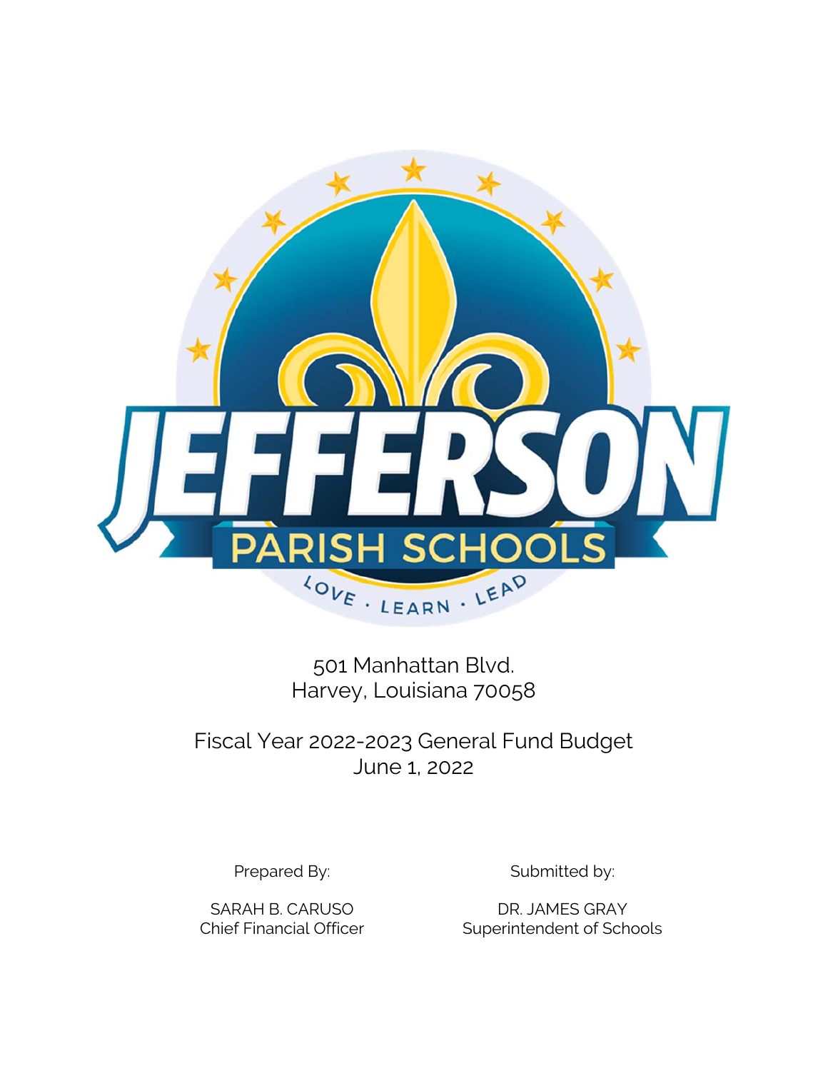JEFFERSON PARISH SCHOOLS

LOVE · LEARN · LEAD

501 Manhattan Blvd.
Harvey, Louisiana 70058

# Fiscal Year 2022-2023 General Fund Budget

June 1, 2022

Prepared By:

SARAH B. CARUSO
Chief Financial Officer

Submitted by:

DR. JAMES GRAY
Superintendent of Schools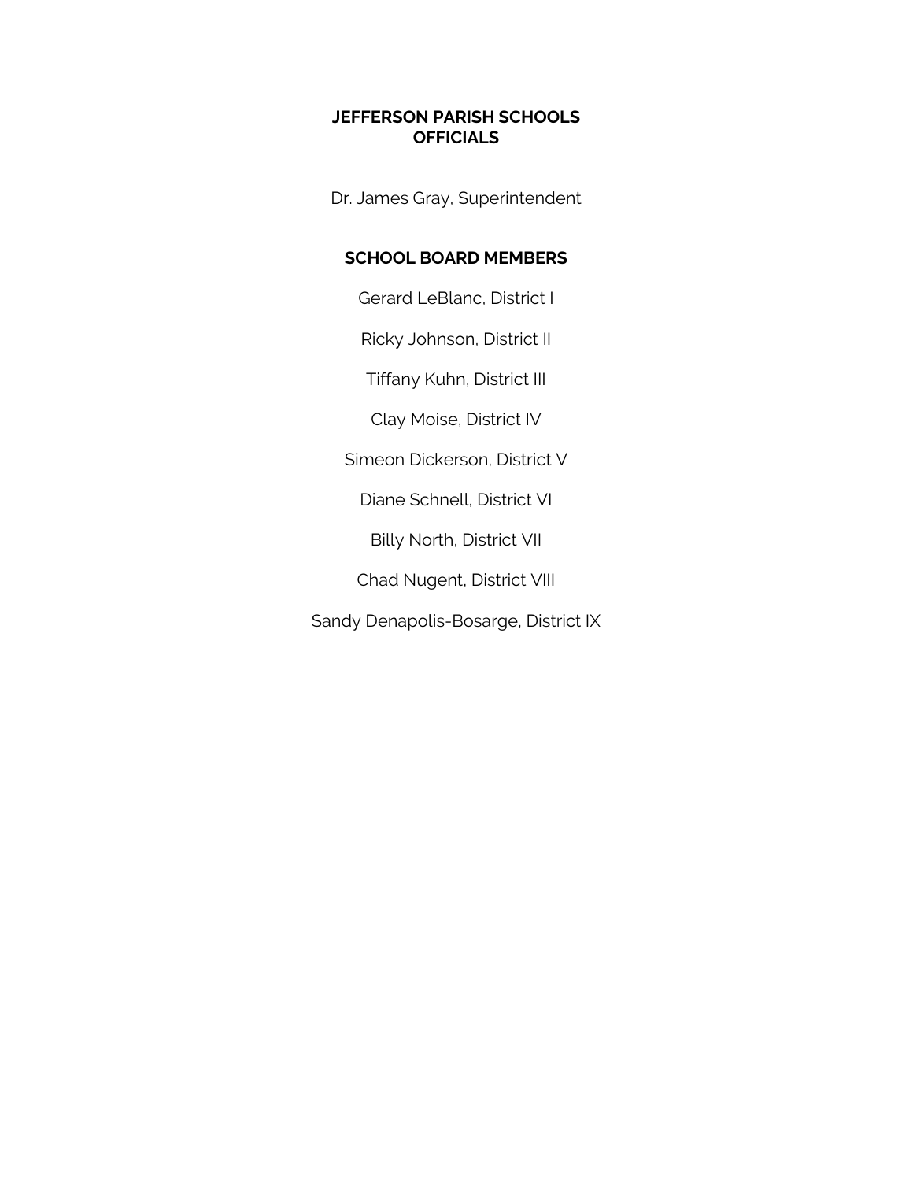# JEFFERSON PARISH SCHOOLS OFFICIALS

Dr. James Gray, Superintendent

## SCHOOL BOARD MEMBERS

Gerard LeBlanc, District I

Ricky Johnson, District II

Tiffany Kuhn, District III

Clay Moise, District IV

Simeon Dickerson, District V

Diane Schnell, District VI

Billy North, District VII

Chad Nugent, District VIII

Sandy Denapolis-Bosarge, District IX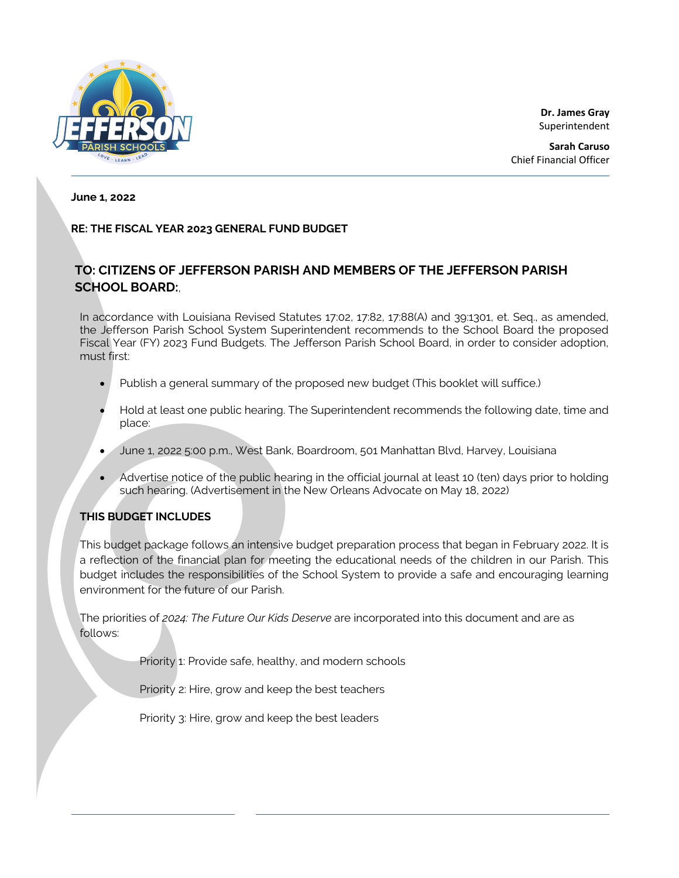**Dr. James Gray**
Superintendent

**Sarah Caruso**
Chief Financial Officer

**June 1, 2022**

**RE: THE FISCAL YEAR 2023 GENERAL FUND BUDGET**

## TO: CITIZENS OF JEFFERSON PARISH AND MEMBERS OF THE JEFFERSON PARISH SCHOOL BOARD:,

In accordance with Louisiana Revised Statutes 17:02, 17:82, 17:88(A) and 39:1301, et. Seq., as amended, the Jefferson Parish School System Superintendent recommends to the School Board the proposed Fiscal Year (FY) 2023 Fund Budgets. The Jefferson Parish School Board, in order to consider adoption, must first:

- Publish a general summary of the proposed new budget (This booklet will suffice.)
- Hold at least one public hearing. The Superintendent recommends the following date, time and place:
- June 1, 2022 5:00 p.m., West Bank, Boardroom, 501 Manhattan Blvd, Harvey, Louisiana
- Advertise notice of the public hearing in the official journal at least 10 (ten) days prior to holding such hearing. (Advertisement in the New Orleans Advocate on May 18, 2022)

**THIS BUDGET INCLUDES**

This budget package follows an intensive budget preparation process that began in February 2022. It is a reflection of the financial plan for meeting the educational needs of the children in our Parish. This budget includes the responsibilities of the School System to provide a safe and encouraging learning environment for the future of our Parish.

The priorities of *2024: The Future Our Kids Deserve* are incorporated into this document and are as follows:

Priority 1: Provide safe, healthy, and modern schools

Priority 2: Hire, grow and keep the best teachers

Priority 3: Hire, grow and keep the best leaders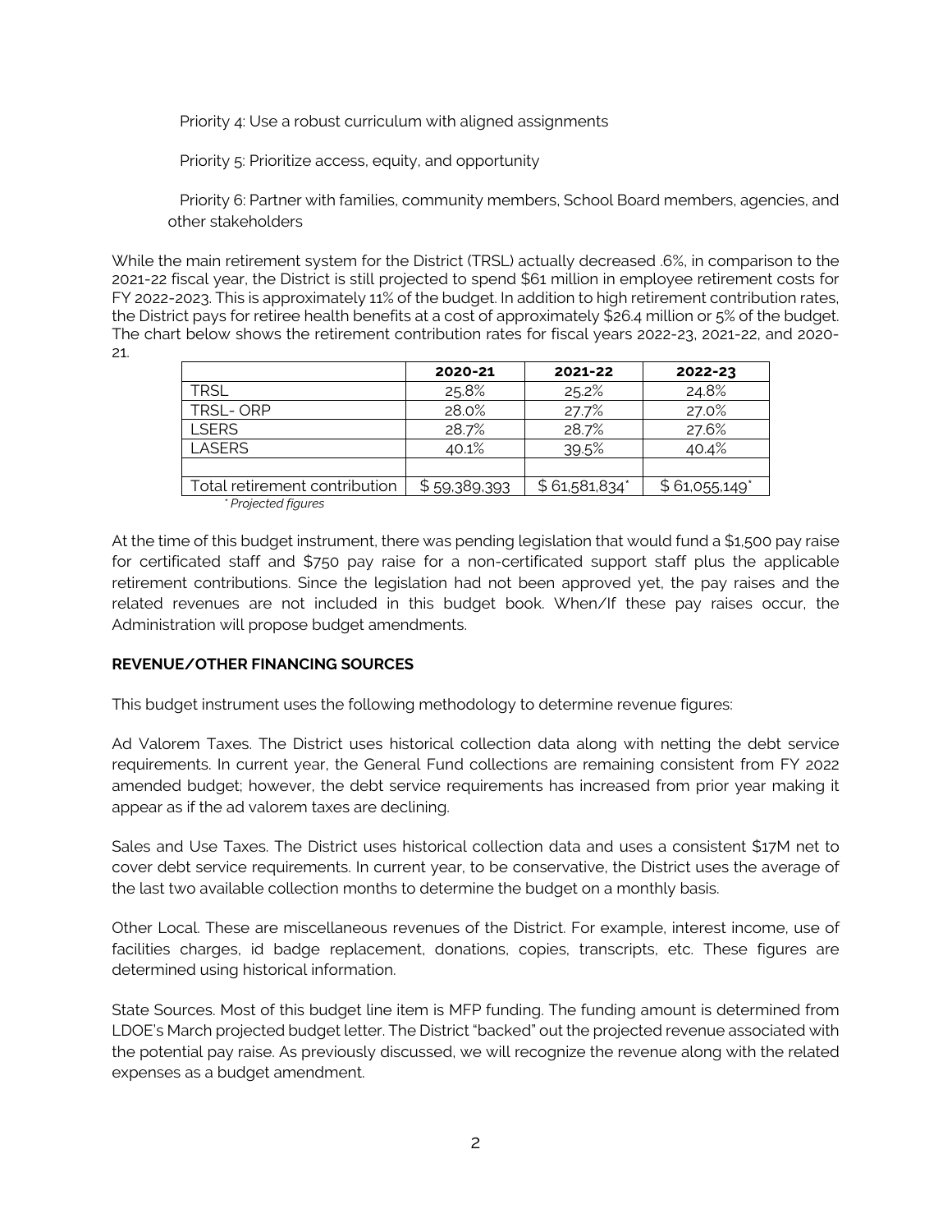Priority 4: Use a robust curriculum with aligned assignments

Priority 5: Prioritize access, equity, and opportunity

Priority 6: Partner with families, community members, School Board members, agencies, and other stakeholders

While the main retirement system for the District (TRSL) actually decreased .6%, in comparison to the 2021-22 fiscal year, the District is still projected to spend $61 million in employee retirement costs for FY 2022-2023. This is approximately 11% of the budget. In addition to high retirement contribution rates, the District pays for retiree health benefits at a cost of approximately $26.4 million or 5% of the budget. The chart below shows the retirement contribution rates for fiscal years 2022-23, 2021-22, and 2020-21.

| | 2020-21 | 2021-22 | 2022-23 |
|---|---|---|---|
| TRSL | 25.8% | 25.2% | 24.8% |
| TRSL- ORP | 28.0% | 27.7% | 27.0% |
| LSERS | 28.7% | 28.7% | 27.6% |
| LASERS | 40.1% | 39.5% | 40.4% |
| | | | |
| Total retirement contribution | $ 59,389,393 | $ 61,581,834* | $ 61,055,149* |

*\* Projected figures*

At the time of this budget instrument, there was pending legislation that would fund a $1,500 pay raise for certificated staff and $750 pay raise for a non-certificated support staff plus the applicable retirement contributions. Since the legislation had not been approved yet, the pay raises and the related revenues are not included in this budget book. When/If these pay raises occur, the Administration will propose budget amendments.

**REVENUE/OTHER FINANCING SOURCES**

This budget instrument uses the following methodology to determine revenue figures:

Ad Valorem Taxes. The District uses historical collection data along with netting the debt service requirements. In current year, the General Fund collections are remaining consistent from FY 2022 amended budget; however, the debt service requirements has increased from prior year making it appear as if the ad valorem taxes are declining.

Sales and Use Taxes. The District uses historical collection data and uses a consistent $17M net to cover debt service requirements. In current year, to be conservative, the District uses the average of the last two available collection months to determine the budget on a monthly basis.

Other Local. These are miscellaneous revenues of the District. For example, interest income, use of facilities charges, id badge replacement, donations, copies, transcripts, etc. These figures are determined using historical information.

State Sources. Most of this budget line item is MFP funding. The funding amount is determined from LDOE's March projected budget letter. The District "backed" out the projected revenue associated with the potential pay raise. As previously discussed, we will recognize the revenue along with the related expenses as a budget amendment.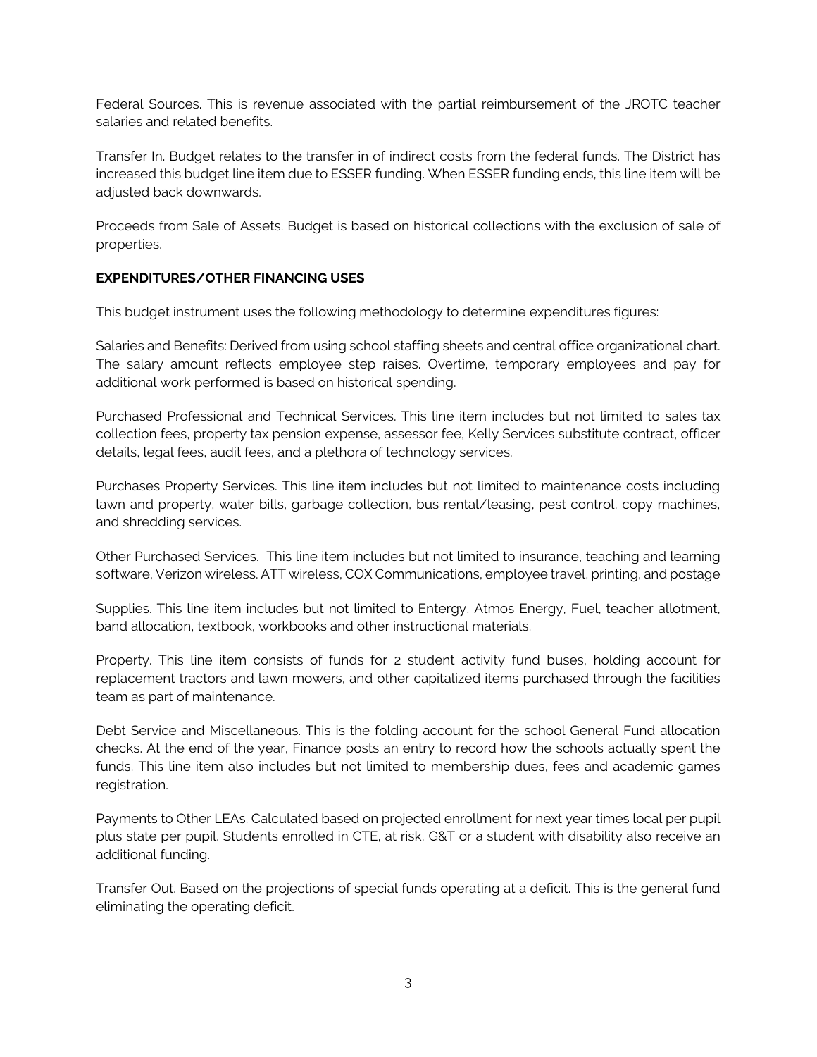Federal Sources. This is revenue associated with the partial reimbursement of the JROTC teacher salaries and related benefits.

Transfer In. Budget relates to the transfer in of indirect costs from the federal funds. The District has increased this budget line item due to ESSER funding. When ESSER funding ends, this line item will be adjusted back downwards.

Proceeds from Sale of Assets. Budget is based on historical collections with the exclusion of sale of properties.

**EXPENDITURES/OTHER FINANCING USES**

This budget instrument uses the following methodology to determine expenditures figures:

Salaries and Benefits: Derived from using school staffing sheets and central office organizational chart. The salary amount reflects employee step raises. Overtime, temporary employees and pay for additional work performed is based on historical spending.

Purchased Professional and Technical Services. This line item includes but not limited to sales tax collection fees, property tax pension expense, assessor fee, Kelly Services substitute contract, officer details, legal fees, audit fees, and a plethora of technology services.

Purchases Property Services. This line item includes but not limited to maintenance costs including lawn and property, water bills, garbage collection, bus rental/leasing, pest control, copy machines, and shredding services.

Other Purchased Services. This line item includes but not limited to insurance, teaching and learning software, Verizon wireless. ATT wireless, COX Communications, employee travel, printing, and postage

Supplies. This line item includes but not limited to Entergy, Atmos Energy, Fuel, teacher allotment, band allocation, textbook, workbooks and other instructional materials.

Property. This line item consists of funds for 2 student activity fund buses, holding account for replacement tractors and lawn mowers, and other capitalized items purchased through the facilities team as part of maintenance.

Debt Service and Miscellaneous. This is the folding account for the school General Fund allocation checks. At the end of the year, Finance posts an entry to record how the schools actually spent the funds. This line item also includes but not limited to membership dues, fees and academic games registration.

Payments to Other LEAs. Calculated based on projected enrollment for next year times local per pupil plus state per pupil. Students enrolled in CTE, at risk, G&T or a student with disability also receive an additional funding.

Transfer Out. Based on the projections of special funds operating at a deficit. This is the general fund eliminating the operating deficit.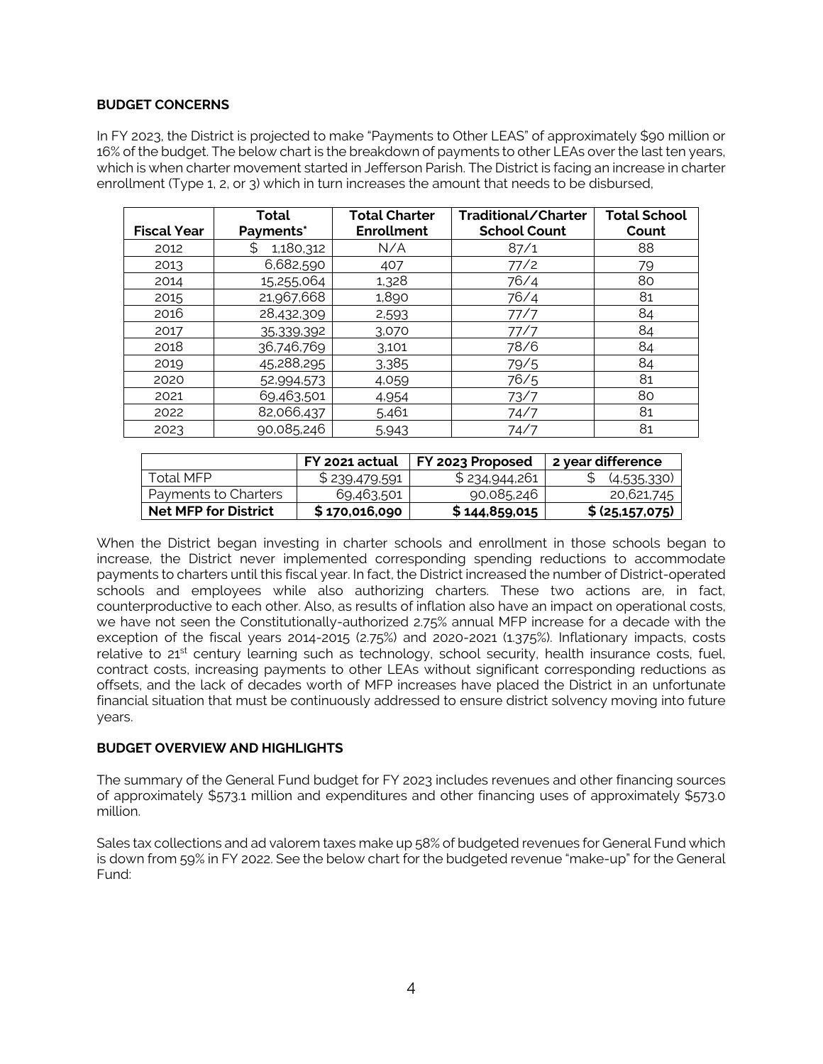**BUDGET CONCERNS**

In FY 2023, the District is projected to make "Payments to Other LEAS" of approximately $90 million or 16% of the budget. The below chart is the breakdown of payments to other LEAs over the last ten years, which is when charter movement started in Jefferson Parish. The District is facing an increase in charter enrollment (Type 1, 2, or 3) which in turn increases the amount that needs to be disbursed,

| Fiscal Year | Total Payments* | Total Charter Enrollment | Traditional/Charter School Count | Total School Count |
|---|---|---|---|---|
| 2012 | $ 1,180,312 | N/A | 87/1 | 88 |
| 2013 | 6,682,590 | 407 | 77/2 | 79 |
| 2014 | 15,255,064 | 1,328 | 76/4 | 80 |
| 2015 | 21,967,668 | 1,890 | 76/4 | 81 |
| 2016 | 28,432,309 | 2,593 | 77/7 | 84 |
| 2017 | 35,339,392 | 3,070 | 77/7 | 84 |
| 2018 | 36,746,769 | 3,101 | 78/6 | 84 |
| 2019 | 45,288,295 | 3,385 | 79/5 | 84 |
| 2020 | 52,994,573 | 4,059 | 76/5 | 81 |
| 2021 | 69,463,501 | 4,954 | 73/7 | 80 |
| 2022 | 82,066,437 | 5,461 | 74/7 | 81 |
| 2023 | 90,085,246 | 5,943 | 74/7 | 81 |

| | FY 2021 actual | FY 2023 Proposed | 2 year difference |
|---|---|---|---|
| Total MFP | $ 239,479,591 | $ 234,944,261 | $ (4,535,330) |
| Payments to Charters | 69,463,501 | 90,085,246 | 20,621,745 |
| **Net MFP for District** | **$ 170,016,090** | **$ 144,859,015** | **$ (25,157,075)** |

When the District began investing in charter schools and enrollment in those schools began to increase, the District never implemented corresponding spending reductions to accommodate payments to charters until this fiscal year. In fact, the District increased the number of District-operated schools and employees while also authorizing charters. These two actions are, in fact, counterproductive to each other. Also, as results of inflation also have an impact on operational costs, we have not seen the Constitutionally-authorized 2.75% annual MFP increase for a decade with the exception of the fiscal years 2014-2015 (2.75%) and 2020-2021 (1.375%). Inflationary impacts, costs relative to 21st century learning such as technology, school security, health insurance costs, fuel, contract costs, increasing payments to other LEAs without significant corresponding reductions as offsets, and the lack of decades worth of MFP increases have placed the District in an unfortunate financial situation that must be continuously addressed to ensure district solvency moving into future years.

**BUDGET OVERVIEW AND HIGHLIGHTS**

The summary of the General Fund budget for FY 2023 includes revenues and other financing sources of approximately $573.1 million and expenditures and other financing uses of approximately $573.0 million.

Sales tax collections and ad valorem taxes make up 58% of budgeted revenues for General Fund which is down from 59% in FY 2022. See the below chart for the budgeted revenue "make-up" for the General Fund: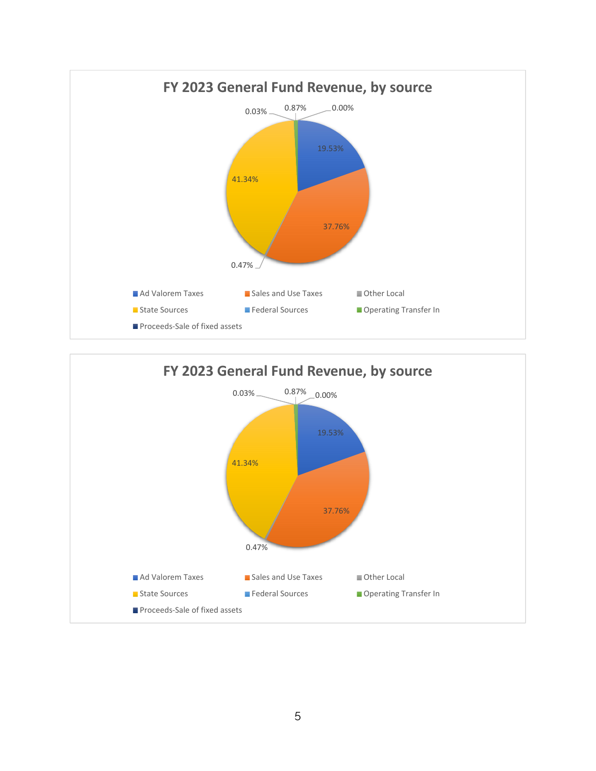## FY 2023 General Fund Revenue, by source

| Source | Percentage |
| --- | --- |
| Ad Valorem Taxes | 19.53% |
| Sales and Use Taxes | 37.76% |
| Other Local | 0.47% |
| State Sources | 41.34% |
| Federal Sources | 0.03% |
| Operating Transfer In | 0.87% |
| Proceeds-Sale of fixed assets | 0.00% |

## FY 2023 General Fund Revenue, by source

| Source | Percentage |
| --- | --- |
| Ad Valorem Taxes | 19.53% |
| Sales and Use Taxes | 37.76% |
| Other Local | 0.47% |
| State Sources | 41.34% |
| Federal Sources | 0.03% |
| Operating Transfer In | 0.87% |
| Proceeds-Sale of fixed assets | 0.00% |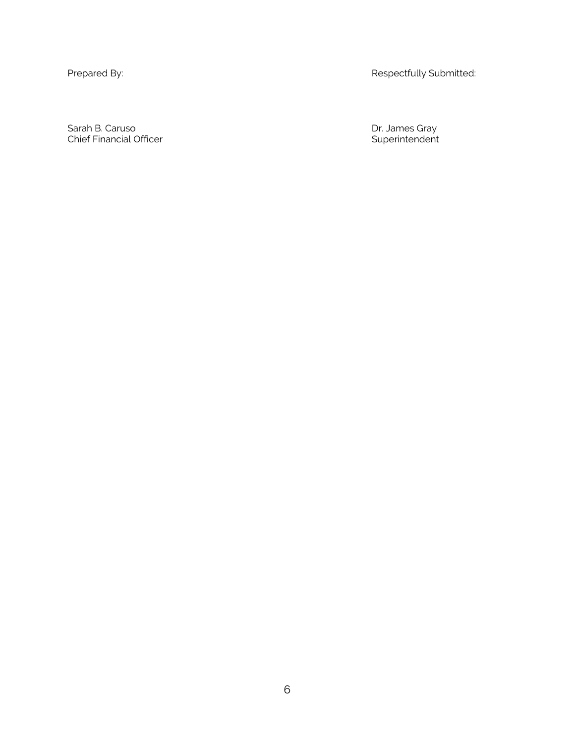Prepared By:

Sarah B. Caruso
Chief Financial Officer

Respectfully Submitted:

Dr. James Gray
Superintendent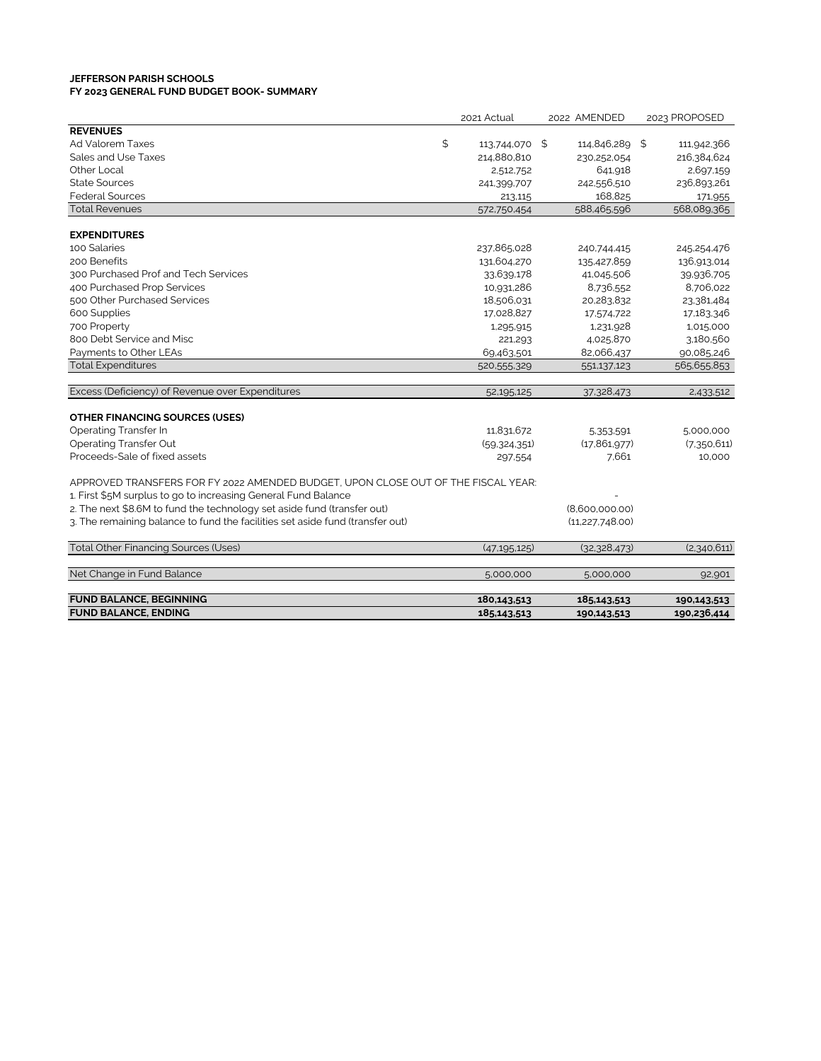**JEFFERSON PARISH SCHOOLS**
**FY 2023 GENERAL FUND BUDGET BOOK- SUMMARY**

| | 2021 Actual | 2022 AMENDED | 2023 PROPOSED |
|---|---|---|---|
| **REVENUES** | | | |
| Ad Valorem Taxes | $ 113,744,070 | $ 114,846,289 | $ 111,942,366 |
| Sales and Use Taxes | 214,880,810 | 230,252,054 | 216,384,624 |
| Other Local | 2,512,752 | 641,918 | 2,697,159 |
| State Sources | 241,399,707 | 242,556,510 | 236,893,261 |
| Federal Sources | 213,115 | 168,825 | 171,955 |
| Total Revenues | 572,750,454 | 588,465,596 | 568,089,365 |
| | | | |
| **EXPENDITURES** | | | |
| 100 Salaries | 237,865,028 | 240,744,415 | 245,254,476 |
| 200 Benefits | 131,604,270 | 135,427,859 | 136,913,014 |
| 300 Purchased Prof and Tech Services | 33,639,178 | 41,045,506 | 39,936,705 |
| 400 Purchased Prop Services | 10,931,286 | 8,736,552 | 8,706,022 |
| 500 Other Purchased Services | 18,506,031 | 20,283,832 | 23,381,484 |
| 600 Supplies | 17,028,827 | 17,574,722 | 17,183,346 |
| 700 Property | 1,295,915 | 1,231,928 | 1,015,000 |
| 800 Debt Service and Misc | 221,293 | 4,025,870 | 3,180,560 |
| Payments to Other LEAs | 69,463,501 | 82,066,437 | 90,085,246 |
| Total Expenditures | 520,555,329 | 551,137,123 | 565,655,853 |
| | | | |
| Excess (Deficiency) of Revenue over Expenditures | 52,195,125 | 37,328,473 | 2,433,512 |
| | | | |
| **OTHER FINANCING SOURCES (USES)** | | | |
| Operating Transfer In | 11,831,672 | 5,353,591 | 5,000,000 |
| Operating Transfer Out | (59,324,351) | (17,861,977) | (7,350,611) |
| Proceeds-Sale of fixed assets | 297,554 | 7,661 | 10,000 |
| | | | |
| APPROVED TRANSFERS FOR FY 2022 AMENDED BUDGET, UPON CLOSE OUT OF THE FISCAL YEAR: | | | |
| 1. First $5M surplus to go to increasing General Fund Balance | | - | |
| 2. The next $8.6M to fund the technology set aside fund (transfer out) | | (8,600,000.00) | |
| 3. The remaining balance to fund the facilities set aside fund (transfer out) | | (11,227,748.00) | |
| | | | |
| Total Other Financing Sources (Uses) | (47,195,125) | (32,328,473) | (2,340,611) |
| | | | |
| Net Change in Fund Balance | 5,000,000 | 5,000,000 | 92,901 |
| | | | |
| **FUND BALANCE, BEGINNING** | **180,143,513** | **185,143,513** | **190,143,513** |
| **FUND BALANCE, ENDING** | **185,143,513** | **190,143,513** | **190,236,414** |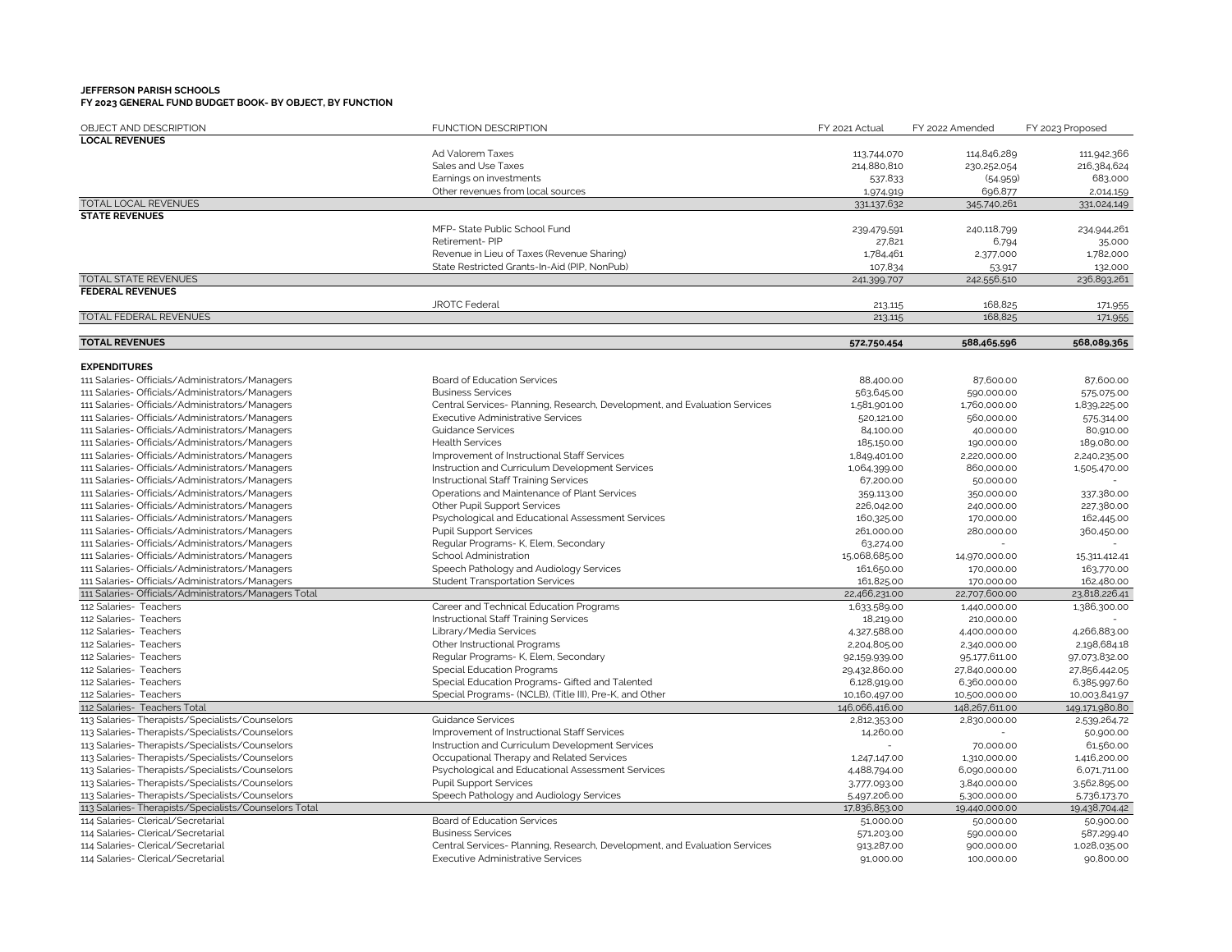**JEFFERSON PARISH SCHOOLS**
**FY 2023 GENERAL FUND BUDGET BOOK- BY OBJECT, BY FUNCTION**

| OBJECT AND DESCRIPTION | FUNCTION DESCRIPTION | FY 2021 Actual | FY 2022 Amended | FY 2023 Proposed |
|---|---|---|---|---|
| **LOCAL REVENUES** | | | | |
| | Ad Valorem Taxes | 113,744,070 | 114,846,289 | 111,942,366 |
| | Sales and Use Taxes | 214,880,810 | 230,252,054 | 216,384,624 |
| | Earnings on investments | 537,833 | (54,959) | 683,000 |
| | Other revenues from local sources | 1,974,919 | 696,877 | 2,014,159 |
| TOTAL LOCAL REVENUES | | 331,137,632 | 345,740,261 | 331,024,149 |
| **STATE REVENUES** | | | | |
| | MFP- State Public School Fund | 239,479,591 | 240,118,799 | 234,944,261 |
| | Retirement- PIP | 27,821 | 6,794 | 35,000 |
| | Revenue in Lieu of Taxes (Revenue Sharing) | 1,784,461 | 2,377,000 | 1,782,000 |
| | State Restricted Grants-In-Aid (PIP, NonPub) | 107,834 | 53,917 | 132,000 |
| TOTAL STATE REVENUES | | 241,399,707 | 242,556,510 | 236,893,261 |
| **FEDERAL REVENUES** | | | | |
| | JROTC Federal | 213,115 | 168,825 | 171,955 |
| TOTAL FEDERAL REVENUES | | 213,115 | 168,825 | 171,955 |
| **TOTAL REVENUES** | | **572,750,454** | **588,465,596** | **568,089,365** |
| **EXPENDITURES** | | | | |
| 111 Salaries- Officials/Administrators/Managers | Board of Education Services | 88,400.00 | 87,600.00 | 87,600.00 |
| 111 Salaries- Officials/Administrators/Managers | Business Services | 563,645.00 | 590,000.00 | 575,075.00 |
| 111 Salaries- Officials/Administrators/Managers | Central Services- Planning, Research, Development, and Evaluation Services | 1,581,901.00 | 1,760,000.00 | 1,839,225.00 |
| 111 Salaries- Officials/Administrators/Managers | Executive Administrative Services | 520,121.00 | 560,000.00 | 575,314.00 |
| 111 Salaries- Officials/Administrators/Managers | Guidance Services | 84,100.00 | 40,000.00 | 80,910.00 |
| 111 Salaries- Officials/Administrators/Managers | Health Services | 185,150.00 | 190,000.00 | 189,080.00 |
| 111 Salaries- Officials/Administrators/Managers | Improvement of Instructional Staff Services | 1,849,401.00 | 2,220,000.00 | 2,240,235.00 |
| 111 Salaries- Officials/Administrators/Managers | Instruction and Curriculum Development Services | 1,064,399.00 | 860,000.00 | 1,505,470.00 |
| 111 Salaries- Officials/Administrators/Managers | Instructional Staff Training Services | 67,200.00 | 50,000.00 | - |
| 111 Salaries- Officials/Administrators/Managers | Operations and Maintenance of Plant Services | 359,113.00 | 350,000.00 | 337,380.00 |
| 111 Salaries- Officials/Administrators/Managers | Other Pupil Support Services | 226,042.00 | 240,000.00 | 227,380.00 |
| 111 Salaries- Officials/Administrators/Managers | Psychological and Educational Assessment Services | 160,325.00 | 170,000.00 | 162,445.00 |
| 111 Salaries- Officials/Administrators/Managers | Pupil Support Services | 261,000.00 | 280,000.00 | 360,450.00 |
| 111 Salaries- Officials/Administrators/Managers | Regular Programs- K, Elem, Secondary | 63,274.00 | - | - |
| 111 Salaries- Officials/Administrators/Managers | School Administration | 15,068,685.00 | 14,970,000.00 | 15,311,412.41 |
| 111 Salaries- Officials/Administrators/Managers | Speech Pathology and Audiology Services | 161,650.00 | 170,000.00 | 163,770.00 |
| 111 Salaries- Officials/Administrators/Managers | Student Transportation Services | 161,825.00 | 170,000.00 | 162,480.00 |
| 111 Salaries- Officials/Administrators/Managers Total | | 22,466,231.00 | 22,707,600.00 | 23,818,226.41 |
| 112 Salaries- Teachers | Career and Technical Education Programs | 1,633,589.00 | 1,440,000.00 | 1,386,300.00 |
| 112 Salaries- Teachers | Instructional Staff Training Services | 18,219.00 | 210,000.00 | - |
| 112 Salaries- Teachers | Library/Media Services | 4,327,588.00 | 4,400,000.00 | 4,266,883.00 |
| 112 Salaries- Teachers | Other Instructional Programs | 2,204,805.00 | 2,340,000.00 | 2,198,684.18 |
| 112 Salaries- Teachers | Regular Programs- K, Elem, Secondary | 92,159,939.00 | 95,177,611.00 | 97,073,832.00 |
| 112 Salaries- Teachers | Special Education Programs | 29,432,860.00 | 27,840,000.00 | 27,856,442.05 |
| 112 Salaries- Teachers | Special Education Programs- Gifted and Talented | 6,128,919.00 | 6,360,000.00 | 6,385,997.60 |
| 112 Salaries- Teachers | Special Programs- (NCLB), (Title III), Pre-K, and Other | 10,160,497.00 | 10,500,000.00 | 10,003,841.97 |
| 112 Salaries- Teachers Total | | 146,066,416.00 | 148,267,611.00 | 149,171,980.80 |
| 113 Salaries- Therapists/Specialists/Counselors | Guidance Services | 2,812,353.00 | 2,830,000.00 | 2,539,264.72 |
| 113 Salaries- Therapists/Specialists/Counselors | Improvement of Instructional Staff Services | 14,260.00 | - | 50,900.00 |
| 113 Salaries- Therapists/Specialists/Counselors | Instruction and Curriculum Development Services | - | 70,000.00 | 61,560.00 |
| 113 Salaries- Therapists/Specialists/Counselors | Occupational Therapy and Related Services | 1,247,147.00 | 1,310,000.00 | 1,416,200.00 |
| 113 Salaries- Therapists/Specialists/Counselors | Psychological and Educational Assessment Services | 4,488,794.00 | 6,090,000.00 | 6,071,711.00 |
| 113 Salaries- Therapists/Specialists/Counselors | Pupil Support Services | 3,777,093.00 | 3,840,000.00 | 3,562,895.00 |
| 113 Salaries- Therapists/Specialists/Counselors | Speech Pathology and Audiology Services | 5,497,206.00 | 5,300,000.00 | 5,736,173.70 |
| 113 Salaries- Therapists/Specialists/Counselors Total | | 17,836,853.00 | 19,440,000.00 | 19,438,704.42 |
| 114 Salaries- Clerical/Secretarial | Board of Education Services | 51,000.00 | 50,000.00 | 50,900.00 |
| 114 Salaries- Clerical/Secretarial | Business Services | 571,203.00 | 590,000.00 | 587,299.40 |
| 114 Salaries- Clerical/Secretarial | Central Services- Planning, Research, Development, and Evaluation Services | 913,287.00 | 900,000.00 | 1,028,035.00 |
| 114 Salaries- Clerical/Secretarial | Executive Administrative Services | 91,000.00 | 100,000.00 | 90,800.00 |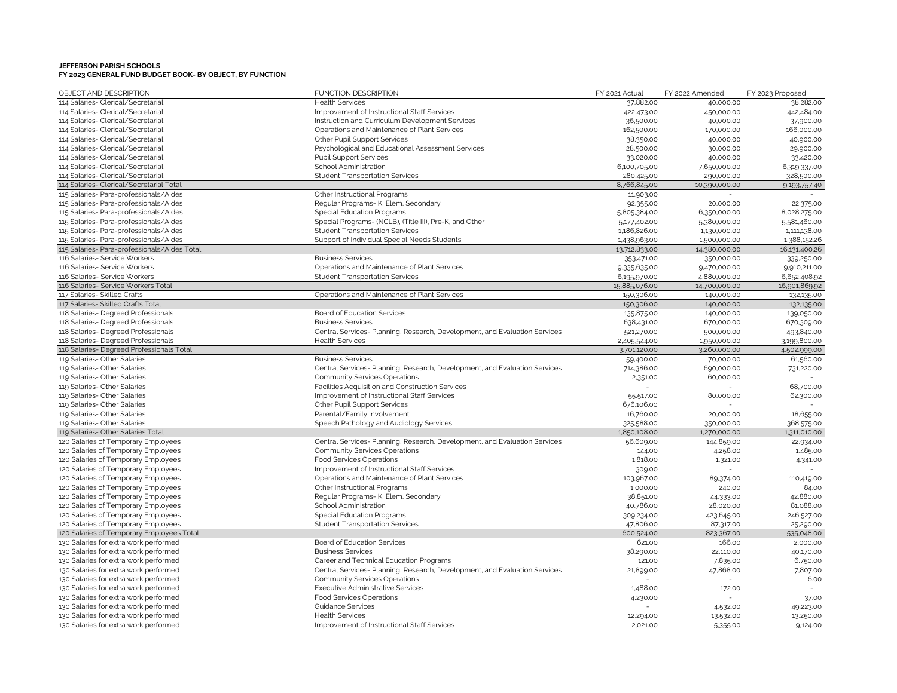**JEFFERSON PARISH SCHOOLS**
**FY 2023 GENERAL FUND BUDGET BOOK- BY OBJECT, BY FUNCTION**

| OBJECT AND DESCRIPTION | FUNCTION DESCRIPTION | FY 2021 Actual | FY 2022 Amended | FY 2023 Proposed |
|---|---|---|---|---|
| 114 Salaries- Clerical/Secretarial | Health Services | 37,882.00 | 40,000.00 | 38,282.00 |
| 114 Salaries- Clerical/Secretarial | Improvement of Instructional Staff Services | 422,473.00 | 450,000.00 | 442,484.00 |
| 114 Salaries- Clerical/Secretarial | Instruction and Curriculum Development Services | 36,500.00 | 40,000.00 | 37,900.00 |
| 114 Salaries- Clerical/Secretarial | Operations and Maintenance of Plant Services | 162,500.00 | 170,000.00 | 166,000.00 |
| 114 Salaries- Clerical/Secretarial | Other Pupil Support Services | 38,350.00 | 40,000.00 | 40,900.00 |
| 114 Salaries- Clerical/Secretarial | Psychological and Educational Assessment Services | 28,500.00 | 30,000.00 | 29,900.00 |
| 114 Salaries- Clerical/Secretarial | Pupil Support Services | 33,020.00 | 40,000.00 | 33,420.00 |
| 114 Salaries- Clerical/Secretarial | School Administration | 6,100,705.00 | 7,650,000.00 | 6,319,337.00 |
| 114 Salaries- Clerical/Secretarial | Student Transportation Services | 280,425.00 | 290,000.00 | 328,500.00 |
| 114 Salaries- Clerical/Secretarial Total | | 8,766,845.00 | 10,390,000.00 | 9,193,757.40 |
| 115 Salaries- Para-professionals/Aides | Other Instructional Programs | 11,903.00 | - | - |
| 115 Salaries- Para-professionals/Aides | Regular Programs- K, Elem, Secondary | 92,355.00 | 20,000.00 | 22,375.00 |
| 115 Salaries- Para-professionals/Aides | Special Education Programs | 5,805,384.00 | 6,350,000.00 | 8,028,275.00 |
| 115 Salaries- Para-professionals/Aides | Special Programs- (NCLB), (Title III), Pre-K, and Other | 5,177,402.00 | 5,380,000.00 | 5,581,460.00 |
| 115 Salaries- Para-professionals/Aides | Student Transportation Services | 1,186,826.00 | 1,130,000.00 | 1,111,138.00 |
| 115 Salaries- Para-professionals/Aides | Support of Individual Special Needs Students | 1,438,963.00 | 1,500,000.00 | 1,388,152.26 |
| 115 Salaries- Para-professionals/Aides Total | | 13,712,833.00 | 14,380,000.00 | 16,131,400.26 |
| 116 Salaries- Service Workers | Business Services | 353,471.00 | 350,000.00 | 339,250.00 |
| 116 Salaries- Service Workers | Operations and Maintenance of Plant Services | 9,335,635.00 | 9,470,000.00 | 9,910,211.00 |
| 116 Salaries- Service Workers | Student Transportation Services | 6,195,970.00 | 4,880,000.00 | 6,652,408.92 |
| 116 Salaries- Service Workers Total | | 15,885,076.00 | 14,700,000.00 | 16,901,869.92 |
| 117 Salaries- Skilled Crafts | Operations and Maintenance of Plant Services | 150,306.00 | 140,000.00 | 132,135.00 |
| 117 Salaries- Skilled Crafts Total | | 150,306.00 | 140,000.00 | 132,135.00 |
| 118 Salaries- Degreed Professionals | Board of Education Services | 135,875.00 | 140,000.00 | 139,050.00 |
| 118 Salaries- Degreed Professionals | Business Services | 638,431.00 | 670,000.00 | 670,309.00 |
| 118 Salaries- Degreed Professionals | Central Services- Planning, Research, Development, and Evaluation Services | 521,270.00 | 500,000.00 | 493,840.00 |
| 118 Salaries- Degreed Professionals | Health Services | 2,405,544.00 | 1,950,000.00 | 3,199,800.00 |
| 118 Salaries- Degreed Professionals Total | | 3,701,120.00 | 3,260,000.00 | 4,502,999.00 |
| 119 Salaries- Other Salaries | Business Services | 59,400.00 | 70,000.00 | 61,560.00 |
| 119 Salaries- Other Salaries | Central Services- Planning, Research, Development, and Evaluation Services | 714,386.00 | 690,000.00 | 731,220.00 |
| 119 Salaries- Other Salaries | Community Services Operations | 2,351.00 | 60,000.00 | - |
| 119 Salaries- Other Salaries | Facilities Acquisition and Construction Services | - | - | 68,700.00 |
| 119 Salaries- Other Salaries | Improvement of Instructional Staff Services | 55,517.00 | 80,000.00 | 62,300.00 |
| 119 Salaries- Other Salaries | Other Pupil Support Services | 676,106.00 | - | - |
| 119 Salaries- Other Salaries | Parental/Family Involvement | 16,760.00 | 20,000.00 | 18,655.00 |
| 119 Salaries- Other Salaries | Speech Pathology and Audiology Services | 325,588.00 | 350,000.00 | 368,575.00 |
| 119 Salaries- Other Salaries Total | | 1,850,108.00 | 1,270,000.00 | 1,311,010.00 |
| 120 Salaries of Temporary Employees | Central Services- Planning, Research, Development, and Evaluation Services | 56,609.00 | 144,859.00 | 22,934.00 |
| 120 Salaries of Temporary Employees | Community Services Operations | 144.00 | 4,258.00 | 1,485.00 |
| 120 Salaries of Temporary Employees | Food Services Operations | 1,818.00 | 1,321.00 | 4,341.00 |
| 120 Salaries of Temporary Employees | Improvement of Instructional Staff Services | 309.00 | - | - |
| 120 Salaries of Temporary Employees | Operations and Maintenance of Plant Services | 103,967.00 | 89,374.00 | 110,419.00 |
| 120 Salaries of Temporary Employees | Other Instructional Programs | 1,000.00 | 240.00 | 84.00 |
| 120 Salaries of Temporary Employees | Regular Programs- K, Elem, Secondary | 38,851.00 | 44,333.00 | 42,880.00 |
| 120 Salaries of Temporary Employees | School Administration | 40,786.00 | 28,020.00 | 81,088.00 |
| 120 Salaries of Temporary Employees | Special Education Programs | 309,234.00 | 423,645.00 | 246,527.00 |
| 120 Salaries of Temporary Employees | Student Transportation Services | 47,806.00 | 87,317.00 | 25,290.00 |
| 120 Salaries of Temporary Employees Total | | 600,524.00 | 823,367.00 | 535,048.00 |
| 130 Salaries for extra work performed | Board of Education Services | 621.00 | 166.00 | 2,000.00 |
| 130 Salaries for extra work performed | Business Services | 38,290.00 | 22,110.00 | 40,170.00 |
| 130 Salaries for extra work performed | Career and Technical Education Programs | 121.00 | 7,835.00 | 6,750.00 |
| 130 Salaries for extra work performed | Central Services- Planning, Research, Development, and Evaluation Services | 21,899.00 | 47,868.00 | 7,807.00 |
| 130 Salaries for extra work performed | Community Services Operations | - | - | 6.00 |
| 130 Salaries for extra work performed | Executive Administrative Services | 1,488.00 | 172.00 | - |
| 130 Salaries for extra work performed | Food Services Operations | 4,230.00 | - | 37.00 |
| 130 Salaries for extra work performed | Guidance Services | - | 4,532.00 | 49,223.00 |
| 130 Salaries for extra work performed | Health Services | 12,294.00 | 13,532.00 | 13,250.00 |
| 130 Salaries for extra work performed | Improvement of Instructional Staff Services | 2,021.00 | 5,355.00 | 9,124.00 |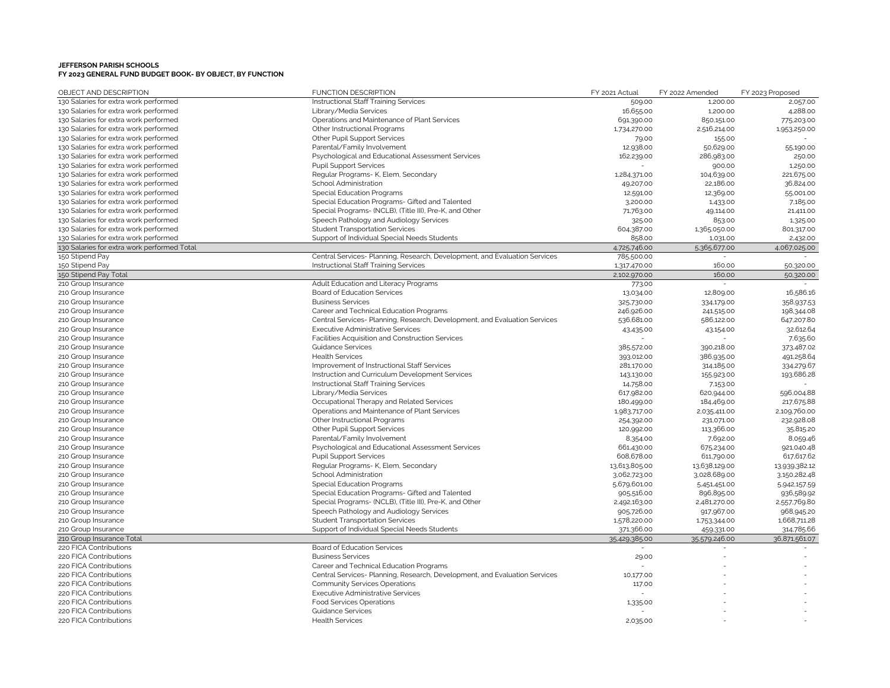**JEFFERSON PARISH SCHOOLS**
**FY 2023 GENERAL FUND BUDGET BOOK- BY OBJECT, BY FUNCTION**

| OBJECT AND DESCRIPTION | FUNCTION DESCRIPTION | FY 2021 Actual | FY 2022 Amended | FY 2023 Proposed |
|---|---|---|---|---|
| 130 Salaries for extra work performed | Instructional Staff Training Services | 509.00 | 1,200.00 | 2,057.00 |
| 130 Salaries for extra work performed | Library/Media Services | 16,655.00 | 1,200.00 | 4,288.00 |
| 130 Salaries for extra work performed | Operations and Maintenance of Plant Services | 691,390.00 | 850,151.00 | 775,203.00 |
| 130 Salaries for extra work performed | Other Instructional Programs | 1,734,270.00 | 2,516,214.00 | 1,953,250.00 |
| 130 Salaries for extra work performed | Other Pupil Support Services | 79.00 | 155.00 | - |
| 130 Salaries for extra work performed | Parental/Family Involvement | 12,938.00 | 50,629.00 | 55,190.00 |
| 130 Salaries for extra work performed | Psychological and Educational Assessment Services | 162,239.00 | 286,983.00 | 250.00 |
| 130 Salaries for extra work performed | Pupil Support Services | - | 900.00 | 1,250.00 |
| 130 Salaries for extra work performed | Regular Programs- K, Elem, Secondary | 1,284,371.00 | 104,639.00 | 221,675.00 |
| 130 Salaries for extra work performed | School Administration | 49,207.00 | 22,186.00 | 36,824.00 |
| 130 Salaries for extra work performed | Special Education Programs | 12,591.00 | 12,369.00 | 55,001.00 |
| 130 Salaries for extra work performed | Special Education Programs- Gifted and Talented | 3,200.00 | 1,433.00 | 7,185.00 |
| 130 Salaries for extra work performed | Special Programs- (NCLB), (Title III), Pre-K, and Other | 71,763.00 | 49,114.00 | 21,411.00 |
| 130 Salaries for extra work performed | Speech Pathology and Audiology Services | 325.00 | 853.00 | 1,325.00 |
| 130 Salaries for extra work performed | Student Transportation Services | 604,387.00 | 1,365,050.00 | 801,317.00 |
| 130 Salaries for extra work performed | Support of Individual Special Needs Students | 858.00 | 1,031.00 | 2,432.00 |
| 130 Salaries for extra work performed Total | | 4,725,746.00 | 5,365,677.00 | 4,067,025.00 |
| 150 Stipend Pay | Central Services- Planning, Research, Development, and Evaluation Services | 785,500.00 | - | - |
| 150 Stipend Pay | Instructional Staff Training Services | 1,317,470.00 | 160.00 | 50,320.00 |
| 150 Stipend Pay Total | | 2,102,970.00 | 160.00 | 50,320.00 |
| 210 Group Insurance | Adult Education and Literacy Programs | 773.00 | - | - |
| 210 Group Insurance | Board of Education Services | 13,034.00 | 12,809.00 | 16,586.16 |
| 210 Group Insurance | Business Services | 325,730.00 | 334,179.00 | 358,937.53 |
| 210 Group Insurance | Career and Technical Education Programs | 246,926.00 | 241,515.00 | 198,344.08 |
| 210 Group Insurance | Central Services- Planning, Research, Development, and Evaluation Services | 536,681.00 | 586,122.00 | 647,207.80 |
| 210 Group Insurance | Executive Administrative Services | 43,435.00 | 43,154.00 | 32,612.64 |
| 210 Group Insurance | Facilities Acquisition and Construction Services | - | - | 7,635.60 |
| 210 Group Insurance | Guidance Services | 385,572.00 | 390,218.00 | 373,487.02 |
| 210 Group Insurance | Health Services | 393,012.00 | 386,935.00 | 491,258.64 |
| 210 Group Insurance | Improvement of Instructional Staff Services | 281,170.00 | 314,185.00 | 334,279.67 |
| 210 Group Insurance | Instruction and Curriculum Development Services | 143,130.00 | 155,923.00 | 193,686.28 |
| 210 Group Insurance | Instructional Staff Training Services | 14,758.00 | 7,153.00 | - |
| 210 Group Insurance | Library/Media Services | 617,982.00 | 620,944.00 | 596,004.88 |
| 210 Group Insurance | Occupational Therapy and Related Services | 180,499.00 | 184,469.00 | 217,675.88 |
| 210 Group Insurance | Operations and Maintenance of Plant Services | 1,983,717.00 | 2,035,411.00 | 2,109,760.00 |
| 210 Group Insurance | Other Instructional Programs | 254,392.00 | 231,071.00 | 232,928.08 |
| 210 Group Insurance | Other Pupil Support Services | 120,992.00 | 113,366.00 | 35,815.20 |
| 210 Group Insurance | Parental/Family Involvement | 8,354.00 | 7,692.00 | 8,059.46 |
| 210 Group Insurance | Psychological and Educational Assessment Services | 661,430.00 | 675,234.00 | 921,040.48 |
| 210 Group Insurance | Pupil Support Services | 608,678.00 | 611,790.00 | 617,617.62 |
| 210 Group Insurance | Regular Programs- K, Elem, Secondary | 13,613,805.00 | 13,638,129.00 | 13,939,382.12 |
| 210 Group Insurance | School Administration | 3,062,723.00 | 3,028,689.00 | 3,150,282.48 |
| 210 Group Insurance | Special Education Programs | 5,679,601.00 | 5,451,451.00 | 5,942,157.59 |
| 210 Group Insurance | Special Education Programs- Gifted and Talented | 905,516.00 | 896,895.00 | 936,589.92 |
| 210 Group Insurance | Special Programs- (NCLB), (Title III), Pre-K, and Other | 2,492,163.00 | 2,481,270.00 | 2,557,769.80 |
| 210 Group Insurance | Speech Pathology and Audiology Services | 905,726.00 | 917,967.00 | 968,945.20 |
| 210 Group Insurance | Student Transportation Services | 1,578,220.00 | 1,753,344.00 | 1,668,711.28 |
| 210 Group Insurance | Support of Individual Special Needs Students | 371,366.00 | 459,331.00 | 314,785.66 |
| 210 Group Insurance Total | | 35,429,385.00 | 35,579,246.00 | 36,871,561.07 |
| 220 FICA Contributions | Board of Education Services | - | - | - |
| 220 FICA Contributions | Business Services | 29.00 | - | - |
| 220 FICA Contributions | Career and Technical Education Programs | - | - | - |
| 220 FICA Contributions | Central Services- Planning, Research, Development, and Evaluation Services | 10,177.00 | - | - |
| 220 FICA Contributions | Community Services Operations | 117.00 | - | - |
| 220 FICA Contributions | Executive Administrative Services | - | - | - |
| 220 FICA Contributions | Food Services Operations | 1,335.00 | - | - |
| 220 FICA Contributions | Guidance Services | - | - | - |
| 220 FICA Contributions | Health Services | 2,035.00 | - | - |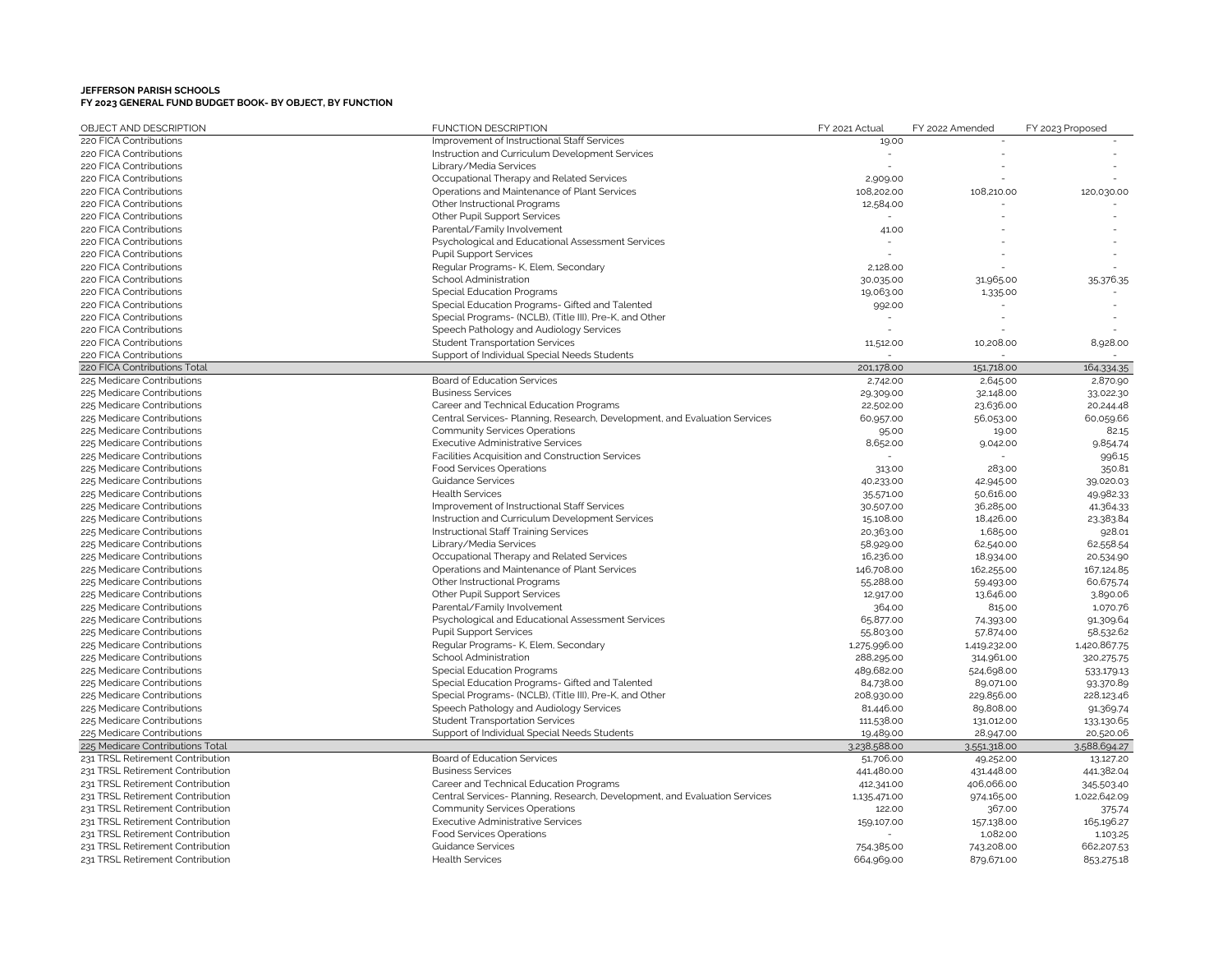**JEFFERSON PARISH SCHOOLS**
**FY 2023 GENERAL FUND BUDGET BOOK- BY OBJECT, BY FUNCTION**

| OBJECT AND DESCRIPTION | FUNCTION DESCRIPTION | FY 2021 Actual | FY 2022 Amended | FY 2023 Proposed |
|---|---|---|---|---|
| 220 FICA Contributions | Improvement of Instructional Staff Services | 19.00 | - | - |
| 220 FICA Contributions | Instruction and Curriculum Development Services | - | - | - |
| 220 FICA Contributions | Library/Media Services | - | - | - |
| 220 FICA Contributions | Occupational Therapy and Related Services | 2,909.00 | - | - |
| 220 FICA Contributions | Operations and Maintenance of Plant Services | 108,202.00 | 108,210.00 | 120,030.00 |
| 220 FICA Contributions | Other Instructional Programs | 12,584.00 | - | - |
| 220 FICA Contributions | Other Pupil Support Services | - | - | - |
| 220 FICA Contributions | Parental/Family Involvement | 41.00 | - | - |
| 220 FICA Contributions | Psychological and Educational Assessment Services | - | - | - |
| 220 FICA Contributions | Pupil Support Services | - | - | - |
| 220 FICA Contributions | Regular Programs- K, Elem, Secondary | 2,128.00 | - | - |
| 220 FICA Contributions | School Administration | 30,035.00 | 31,965.00 | 35,376.35 |
| 220 FICA Contributions | Special Education Programs | 19,063.00 | 1,335.00 | - |
| 220 FICA Contributions | Special Education Programs- Gifted and Talented | 992.00 | - | - |
| 220 FICA Contributions | Special Programs- (NCLB), (Title III), Pre-K, and Other | - | - | - |
| 220 FICA Contributions | Speech Pathology and Audiology Services | - | - | - |
| 220 FICA Contributions | Student Transportation Services | 11,512.00 | 10,208.00 | 8,928.00 |
| 220 FICA Contributions | Support of Individual Special Needs Students | - | - | - |
| 220 FICA Contributions Total | | 201,178.00 | 151,718.00 | 164,334.35 |
| 225 Medicare Contributions | Board of Education Services | 2,742.00 | 2,645.00 | 2,870.90 |
| 225 Medicare Contributions | Business Services | 29,309.00 | 32,148.00 | 33,022.30 |
| 225 Medicare Contributions | Career and Technical Education Programs | 22,502.00 | 23,636.00 | 20,244.48 |
| 225 Medicare Contributions | Central Services- Planning, Research, Development, and Evaluation Services | 60,957.00 | 56,053.00 | 60,059.66 |
| 225 Medicare Contributions | Community Services Operations | 95.00 | 19.00 | 82.15 |
| 225 Medicare Contributions | Executive Administrative Services | 8,652.00 | 9,042.00 | 9,854.74 |
| 225 Medicare Contributions | Facilities Acquisition and Construction Services | - | - | 996.15 |
| 225 Medicare Contributions | Food Services Operations | 313.00 | 283.00 | 350.81 |
| 225 Medicare Contributions | Guidance Services | 40,233.00 | 42,945.00 | 39,020.03 |
| 225 Medicare Contributions | Health Services | 35,571.00 | 50,616.00 | 49,982.33 |
| 225 Medicare Contributions | Improvement of Instructional Staff Services | 30,507.00 | 36,285.00 | 41,364.33 |
| 225 Medicare Contributions | Instruction and Curriculum Development Services | 15,108.00 | 18,426.00 | 23,383.84 |
| 225 Medicare Contributions | Instructional Staff Training Services | 20,363.00 | 1,685.00 | 928.01 |
| 225 Medicare Contributions | Library/Media Services | 58,929.00 | 62,540.00 | 62,558.54 |
| 225 Medicare Contributions | Occupational Therapy and Related Services | 16,236.00 | 18,934.00 | 20,534.90 |
| 225 Medicare Contributions | Operations and Maintenance of Plant Services | 146,708.00 | 162,255.00 | 167,124.85 |
| 225 Medicare Contributions | Other Instructional Programs | 55,288.00 | 59,493.00 | 60,675.74 |
| 225 Medicare Contributions | Other Pupil Support Services | 12,917.00 | 13,646.00 | 3,890.06 |
| 225 Medicare Contributions | Parental/Family Involvement | 364.00 | 815.00 | 1,070.76 |
| 225 Medicare Contributions | Psychological and Educational Assessment Services | 65,877.00 | 74,393.00 | 91,309.64 |
| 225 Medicare Contributions | Pupil Support Services | 55,803.00 | 57,874.00 | 58,532.62 |
| 225 Medicare Contributions | Regular Programs- K, Elem, Secondary | 1,275,996.00 | 1,419,232.00 | 1,420,867.75 |
| 225 Medicare Contributions | School Administration | 288,295.00 | 314,961.00 | 320,275.75 |
| 225 Medicare Contributions | Special Education Programs | 489,682.00 | 524,698.00 | 533,179.13 |
| 225 Medicare Contributions | Special Education Programs- Gifted and Talented | 84,738.00 | 89,071.00 | 93,370.89 |
| 225 Medicare Contributions | Special Programs- (NCLB), (Title III), Pre-K, and Other | 208,930.00 | 229,856.00 | 228,123.46 |
| 225 Medicare Contributions | Speech Pathology and Audiology Services | 81,446.00 | 89,808.00 | 91,369.74 |
| 225 Medicare Contributions | Student Transportation Services | 111,538.00 | 131,012.00 | 133,130.65 |
| 225 Medicare Contributions | Support of Individual Special Needs Students | 19,489.00 | 28,947.00 | 20,520.06 |
| 225 Medicare Contributions Total | | 3,238,588.00 | 3,551,318.00 | 3,588,694.27 |
| 231 TRSL Retirement Contribution | Board of Education Services | 51,706.00 | 49,252.00 | 13,127.20 |
| 231 TRSL Retirement Contribution | Business Services | 441,480.00 | 431,448.00 | 441,382.04 |
| 231 TRSL Retirement Contribution | Career and Technical Education Programs | 412,341.00 | 406,066.00 | 345,503.40 |
| 231 TRSL Retirement Contribution | Central Services- Planning, Research, Development, and Evaluation Services | 1,135,471.00 | 974,165.00 | 1,022,642.09 |
| 231 TRSL Retirement Contribution | Community Services Operations | 122.00 | 367.00 | 375.74 |
| 231 TRSL Retirement Contribution | Executive Administrative Services | 159,107.00 | 157,138.00 | 165,196.27 |
| 231 TRSL Retirement Contribution | Food Services Operations | - | 1,082.00 | 1,103.25 |
| 231 TRSL Retirement Contribution | Guidance Services | 754,385.00 | 743,208.00 | 662,207.53 |
| 231 TRSL Retirement Contribution | Health Services | 664,969.00 | 879,671.00 | 853,275.18 |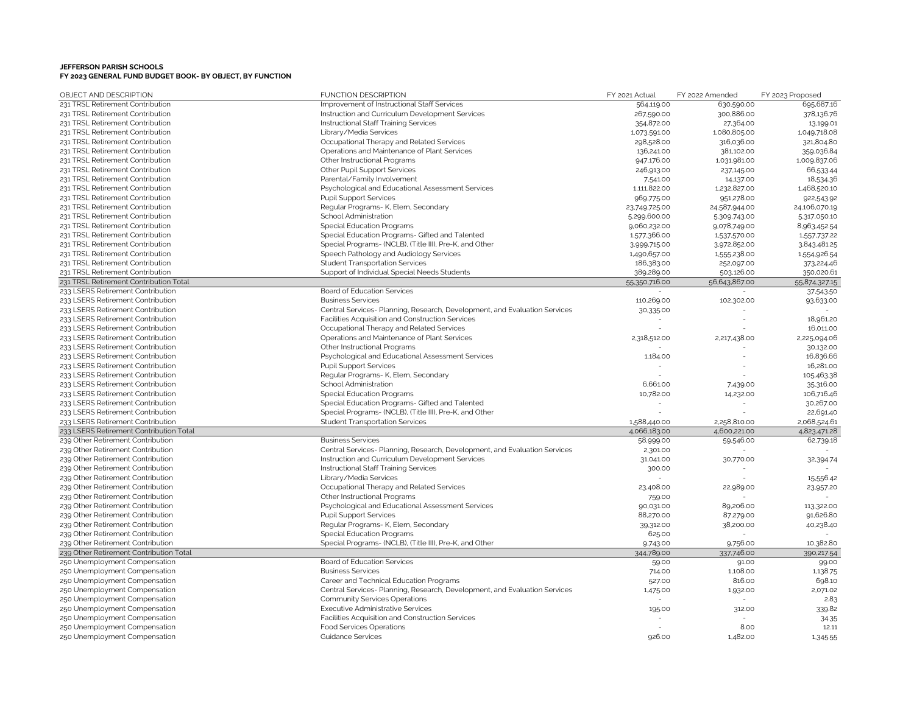**JEFFERSON PARISH SCHOOLS**
**FY 2023 GENERAL FUND BUDGET BOOK- BY OBJECT, BY FUNCTION**

| OBJECT AND DESCRIPTION | FUNCTION DESCRIPTION | FY 2021 Actual | FY 2022 Amended | FY 2023 Proposed |
|---|---|---|---|---|
| 231 TRSL Retirement Contribution | Improvement of Instructional Staff Services | 564,119.00 | 630,590.00 | 695,687.16 |
| 231 TRSL Retirement Contribution | Instruction and Curriculum Development Services | 267,590.00 | 300,886.00 | 378,136.76 |
| 231 TRSL Retirement Contribution | Instructional Staff Training Services | 354,872.00 | 27,364.00 | 13,199.01 |
| 231 TRSL Retirement Contribution | Library/Media Services | 1,073,591.00 | 1,080,805.00 | 1,049,718.08 |
| 231 TRSL Retirement Contribution | Occupational Therapy and Related Services | 298,528.00 | 316,036.00 | 321,804.80 |
| 231 TRSL Retirement Contribution | Operations and Maintenance of Plant Services | 136,241.00 | 381,102.00 | 359,036.84 |
| 231 TRSL Retirement Contribution | Other Instructional Programs | 947,176.00 | 1,031,981.00 | 1,009,837.06 |
| 231 TRSL Retirement Contribution | Other Pupil Support Services | 246,913.00 | 237,145.00 | 66,533.44 |
| 231 TRSL Retirement Contribution | Parental/Family Involvement | 7,541.00 | 14,137.00 | 18,534.36 |
| 231 TRSL Retirement Contribution | Psychological and Educational Assessment Services | 1,111,822.00 | 1,232,827.00 | 1,468,520.10 |
| 231 TRSL Retirement Contribution | Pupil Support Services | 969,775.00 | 951,278.00 | 922,543.92 |
| 231 TRSL Retirement Contribution | Regular Programs- K, Elem, Secondary | 23,749,725.00 | 24,587,944.00 | 24,106,070.19 |
| 231 TRSL Retirement Contribution | School Administration | 5,299,600.00 | 5,309,743.00 | 5,317,050.10 |
| 231 TRSL Retirement Contribution | Special Education Programs | 9,060,232.00 | 9,078,749.00 | 8,963,452.54 |
| 231 TRSL Retirement Contribution | Special Education Programs- Gifted and Talented | 1,577,366.00 | 1,537,570.00 | 1,557,737.22 |
| 231 TRSL Retirement Contribution | Special Programs- (NCLB), (Title III), Pre-K, and Other | 3,999,715.00 | 3,972,852.00 | 3,843,481.25 |
| 231 TRSL Retirement Contribution | Speech Pathology and Audiology Services | 1,490,657.00 | 1,555,238.00 | 1,554,926.54 |
| 231 TRSL Retirement Contribution | Student Transportation Services | 186,383.00 | 252,097.00 | 373,224.46 |
| 231 TRSL Retirement Contribution | Support of Individual Special Needs Students | 389,289.00 | 503,126.00 | 350,020.61 |
| 231 TRSL Retirement Contribution Total | | 55,350,716.00 | 56,643,867.00 | 55,874,327.15 |
| 233 LSERS Retirement Contribution | Board of Education Services | - | - | 37,543.50 |
| 233 LSERS Retirement Contribution | Business Services | 110,269.00 | 102,302.00 | 93,633.00 |
| 233 LSERS Retirement Contribution | Central Services- Planning, Research, Development, and Evaluation Services | 30,335.00 | - | - |
| 233 LSERS Retirement Contribution | Facilities Acquisition and Construction Services | - | - | 18,961.20 |
| 233 LSERS Retirement Contribution | Occupational Therapy and Related Services | - | - | 16,011.00 |
| 233 LSERS Retirement Contribution | Operations and Maintenance of Plant Services | 2,318,512.00 | 2,217,438.00 | 2,225,094.06 |
| 233 LSERS Retirement Contribution | Other Instructional Programs | - | - | 30,132.00 |
| 233 LSERS Retirement Contribution | Psychological and Educational Assessment Services | 1,184.00 | - | 16,836.66 |
| 233 LSERS Retirement Contribution | Pupil Support Services | - | - | 16,281.00 |
| 233 LSERS Retirement Contribution | Regular Programs- K, Elem, Secondary | - | - | 105,463.38 |
| 233 LSERS Retirement Contribution | School Administration | 6,661.00 | 7,439.00 | 35,316.00 |
| 233 LSERS Retirement Contribution | Special Education Programs | 10,782.00 | 14,232.00 | 106,716.46 |
| 233 LSERS Retirement Contribution | Special Education Programs- Gifted and Talented | - | - | 30,267.00 |
| 233 LSERS Retirement Contribution | Special Programs- (NCLB), (Title III), Pre-K, and Other | - | - | 22,691.40 |
| 233 LSERS Retirement Contribution | Student Transportation Services | 1,588,440.00 | 2,258,810.00 | 2,068,524.61 |
| 233 LSERS Retirement Contribution Total | | 4,066,183.00 | 4,600,221.00 | 4,823,471.28 |
| 239 Other Retirement Contribution | Business Services | 58,999.00 | 59,546.00 | 62,739.18 |
| 239 Other Retirement Contribution | Central Services- Planning, Research, Development, and Evaluation Services | 2,301.00 | - | - |
| 239 Other Retirement Contribution | Instruction and Curriculum Development Services | 31,041.00 | 30,770.00 | 32,394.74 |
| 239 Other Retirement Contribution | Instructional Staff Training Services | 300.00 | - | - |
| 239 Other Retirement Contribution | Library/Media Services | - | - | 15,556.42 |
| 239 Other Retirement Contribution | Occupational Therapy and Related Services | 23,408.00 | 22,989.00 | 23,957.20 |
| 239 Other Retirement Contribution | Other Instructional Programs | 759.00 | - | - |
| 239 Other Retirement Contribution | Psychological and Educational Assessment Services | 90,031.00 | 89,206.00 | 113,322.00 |
| 239 Other Retirement Contribution | Pupil Support Services | 88,270.00 | 87,279.00 | 91,626.80 |
| 239 Other Retirement Contribution | Regular Programs- K, Elem, Secondary | 39,312.00 | 38,200.00 | 40,238.40 |
| 239 Other Retirement Contribution | Special Education Programs | 625.00 | - | - |
| 239 Other Retirement Contribution | Special Programs- (NCLB), (Title III), Pre-K, and Other | 9,743.00 | 9,756.00 | 10,382.80 |
| 239 Other Retirement Contribution Total | | 344,789.00 | 337,746.00 | 390,217.54 |
| 250 Unemployment Compensation | Board of Education Services | 59.00 | 91.00 | 99.00 |
| 250 Unemployment Compensation | Business Services | 714.00 | 1,108.00 | 1,138.75 |
| 250 Unemployment Compensation | Career and Technical Education Programs | 527.00 | 816.00 | 698.10 |
| 250 Unemployment Compensation | Central Services- Planning, Research, Development, and Evaluation Services | 1,475.00 | 1,932.00 | 2,071.02 |
| 250 Unemployment Compensation | Community Services Operations | - | - | 2.83 |
| 250 Unemployment Compensation | Executive Administrative Services | 195.00 | 312.00 | 339.82 |
| 250 Unemployment Compensation | Facilities Acquisition and Construction Services | - | - | 34.35 |
| 250 Unemployment Compensation | Food Services Operations | - | 8.00 | 12.11 |
| 250 Unemployment Compensation | Guidance Services | 926.00 | 1,482.00 | 1,345.55 |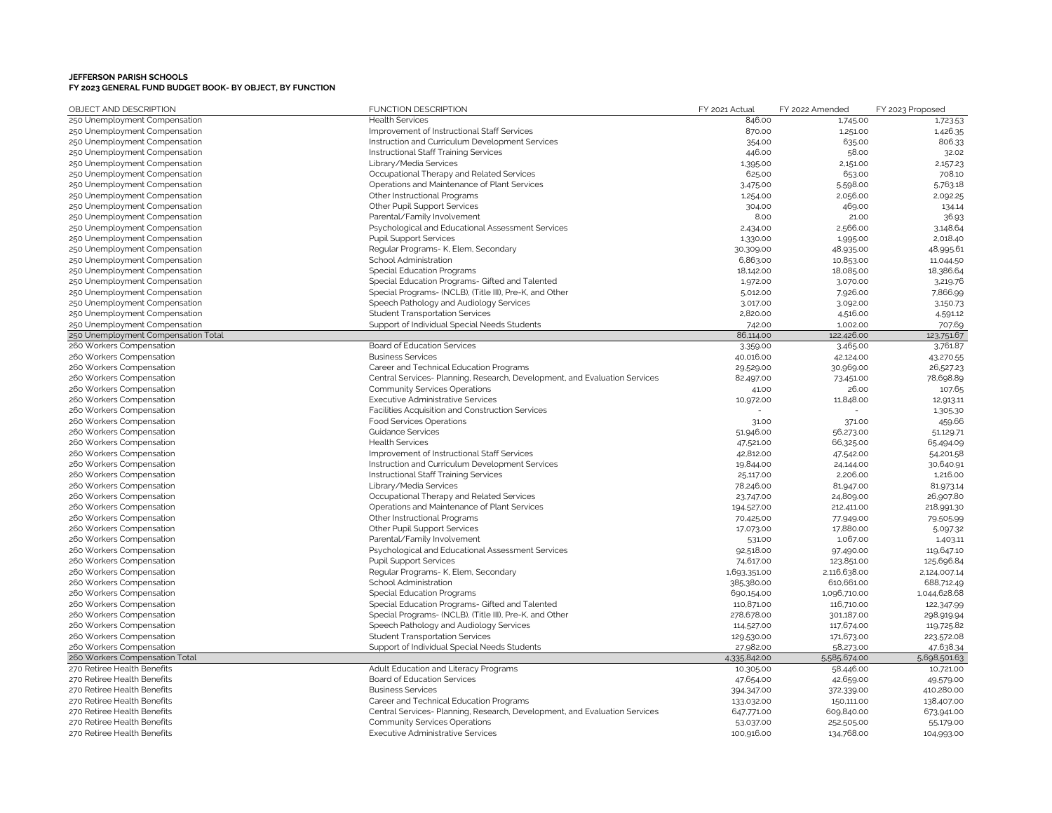**JEFFERSON PARISH SCHOOLS**
**FY 2023 GENERAL FUND BUDGET BOOK- BY OBJECT, BY FUNCTION**

| OBJECT AND DESCRIPTION | FUNCTION DESCRIPTION | FY 2021 Actual | FY 2022 Amended | FY 2023 Proposed |
|---|---|---|---|---|
| 250 Unemployment Compensation | Health Services | 846.00 | 1,745.00 | 1,723.53 |
| 250 Unemployment Compensation | Improvement of Instructional Staff Services | 870.00 | 1,251.00 | 1,426.35 |
| 250 Unemployment Compensation | Instruction and Curriculum Development Services | 354.00 | 635.00 | 806.33 |
| 250 Unemployment Compensation | Instructional Staff Training Services | 446.00 | 58.00 | 32.02 |
| 250 Unemployment Compensation | Library/Media Services | 1,395.00 | 2,151.00 | 2,157.23 |
| 250 Unemployment Compensation | Occupational Therapy and Related Services | 625.00 | 653.00 | 708.10 |
| 250 Unemployment Compensation | Operations and Maintenance of Plant Services | 3,475.00 | 5,598.00 | 5,763.18 |
| 250 Unemployment Compensation | Other Instructional Programs | 1,254.00 | 2,056.00 | 2,092.25 |
| 250 Unemployment Compensation | Other Pupil Support Services | 304.00 | 469.00 | 134.14 |
| 250 Unemployment Compensation | Parental/Family Involvement | 8.00 | 21.00 | 36.93 |
| 250 Unemployment Compensation | Psychological and Educational Assessment Services | 2,434.00 | 2,566.00 | 3,148.64 |
| 250 Unemployment Compensation | Pupil Support Services | 1,330.00 | 1,995.00 | 2,018.40 |
| 250 Unemployment Compensation | Regular Programs- K, Elem, Secondary | 30,309.00 | 48,935.00 | 48,995.61 |
| 250 Unemployment Compensation | School Administration | 6,863.00 | 10,853.00 | 11,044.50 |
| 250 Unemployment Compensation | Special Education Programs | 18,142.00 | 18,085.00 | 18,386.64 |
| 250 Unemployment Compensation | Special Education Programs- Gifted and Talented | 1,972.00 | 3,070.00 | 3,219.76 |
| 250 Unemployment Compensation | Special Programs- (NCLB), (Title III), Pre-K, and Other | 5,012.00 | 7,926.00 | 7,866.99 |
| 250 Unemployment Compensation | Speech Pathology and Audiology Services | 3,017.00 | 3,092.00 | 3,150.73 |
| 250 Unemployment Compensation | Student Transportation Services | 2,820.00 | 4,516.00 | 4,591.12 |
| 250 Unemployment Compensation | Support of Individual Special Needs Students | 742.00 | 1,002.00 | 707.69 |
| 250 Unemployment Compensation Total | | 86,114.00 | 122,426.00 | 123,751.67 |
| 260 Workers Compensation | Board of Education Services | 3,359.00 | 3,465.00 | 3,761.87 |
| 260 Workers Compensation | Business Services | 40,016.00 | 42,124.00 | 43,270.55 |
| 260 Workers Compensation | Career and Technical Education Programs | 29,529.00 | 30,969.00 | 26,527.23 |
| 260 Workers Compensation | Central Services- Planning, Research, Development, and Evaluation Services | 82,497.00 | 73,451.00 | 78,698.89 |
| 260 Workers Compensation | Community Services Operations | 41.00 | 26.00 | 107.65 |
| 260 Workers Compensation | Executive Administrative Services | 10,972.00 | 11,848.00 | 12,913.11 |
| 260 Workers Compensation | Facilities Acquisition and Construction Services | - | - | 1,305.30 |
| 260 Workers Compensation | Food Services Operations | 31.00 | 371.00 | 459.66 |
| 260 Workers Compensation | Guidance Services | 51,946.00 | 56,273.00 | 51,129.71 |
| 260 Workers Compensation | Health Services | 47,521.00 | 66,325.00 | 65,494.09 |
| 260 Workers Compensation | Improvement of Instructional Staff Services | 42,812.00 | 47,542.00 | 54,201.58 |
| 260 Workers Compensation | Instruction and Curriculum Development Services | 19,844.00 | 24,144.00 | 30,640.91 |
| 260 Workers Compensation | Instructional Staff Training Services | 25,117.00 | 2,206.00 | 1,216.00 |
| 260 Workers Compensation | Library/Media Services | 78,246.00 | 81,947.00 | 81,973.14 |
| 260 Workers Compensation | Occupational Therapy and Related Services | 23,747.00 | 24,809.00 | 26,907.80 |
| 260 Workers Compensation | Operations and Maintenance of Plant Services | 194,527.00 | 212,411.00 | 218,991.30 |
| 260 Workers Compensation | Other Instructional Programs | 70,425.00 | 77,949.00 | 79,505.99 |
| 260 Workers Compensation | Other Pupil Support Services | 17,073.00 | 17,880.00 | 5,097.32 |
| 260 Workers Compensation | Parental/Family Involvement | 531.00 | 1,067.00 | 1,403.11 |
| 260 Workers Compensation | Psychological and Educational Assessment Services | 92,518.00 | 97,490.00 | 119,647.10 |
| 260 Workers Compensation | Pupil Support Services | 74,617.00 | 123,851.00 | 125,696.84 |
| 260 Workers Compensation | Regular Programs- K, Elem, Secondary | 1,693,351.00 | 2,116,638.00 | 2,124,007.14 |
| 260 Workers Compensation | School Administration | 385,380.00 | 610,661.00 | 688,712.49 |
| 260 Workers Compensation | Special Education Programs | 690,154.00 | 1,096,710.00 | 1,044,628.68 |
| 260 Workers Compensation | Special Education Programs- Gifted and Talented | 110,871.00 | 116,710.00 | 122,347.99 |
| 260 Workers Compensation | Special Programs- (NCLB), (Title III), Pre-K, and Other | 278,678.00 | 301,187.00 | 298,919.94 |
| 260 Workers Compensation | Speech Pathology and Audiology Services | 114,527.00 | 117,674.00 | 119,725.82 |
| 260 Workers Compensation | Student Transportation Services | 129,530.00 | 171,673.00 | 223,572.08 |
| 260 Workers Compensation | Support of Individual Special Needs Students | 27,982.00 | 58,273.00 | 47,638.34 |
| 260 Workers Compensation Total | | 4,335,842.00 | 5,585,674.00 | 5,698,501.63 |
| 270 Retiree Health Benefits | Adult Education and Literacy Programs | 10,305.00 | 58,446.00 | 10,721.00 |
| 270 Retiree Health Benefits | Board of Education Services | 47,654.00 | 42,659.00 | 49,579.00 |
| 270 Retiree Health Benefits | Business Services | 394,347.00 | 372,339.00 | 410,280.00 |
| 270 Retiree Health Benefits | Career and Technical Education Programs | 133,032.00 | 150,111.00 | 138,407.00 |
| 270 Retiree Health Benefits | Central Services- Planning, Research, Development, and Evaluation Services | 647,771.00 | 609,840.00 | 673,941.00 |
| 270 Retiree Health Benefits | Community Services Operations | 53,037.00 | 252,505.00 | 55,179.00 |
| 270 Retiree Health Benefits | Executive Administrative Services | 100,916.00 | 134,768.00 | 104,993.00 |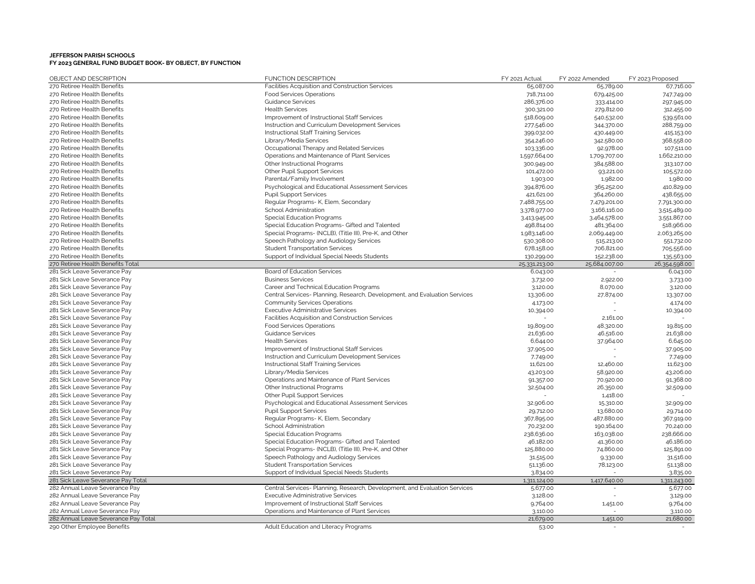**JEFFERSON PARISH SCHOOLS**
**FY 2023 GENERAL FUND BUDGET BOOK- BY OBJECT, BY FUNCTION**

| OBJECT AND DESCRIPTION | FUNCTION DESCRIPTION | FY 2021 Actual | FY 2022 Amended | FY 2023 Proposed |
|---|---|---|---|---|
| 270 Retiree Health Benefits | Facilities Acquisition and Construction Services | 65,087.00 | 65,789.00 | 67,716.00 |
| 270 Retiree Health Benefits | Food Services Operations | 718,711.00 | 679,425.00 | 747,749.00 |
| 270 Retiree Health Benefits | Guidance Services | 286,376.00 | 333,414.00 | 297,945.00 |
| 270 Retiree Health Benefits | Health Services | 300,321.00 | 279,812.00 | 312,455.00 |
| 270 Retiree Health Benefits | Improvement of Instructional Staff Services | 518,609.00 | 540,532.00 | 539,561.00 |
| 270 Retiree Health Benefits | Instruction and Curriculum Development Services | 277,546.00 | 344,370.00 | 288,759.00 |
| 270 Retiree Health Benefits | Instructional Staff Training Services | 399,032.00 | 430,449.00 | 415,153.00 |
| 270 Retiree Health Benefits | Library/Media Services | 354,246.00 | 342,580.00 | 368,558.00 |
| 270 Retiree Health Benefits | Occupational Therapy and Related Services | 103,336.00 | 92,978.00 | 107,511.00 |
| 270 Retiree Health Benefits | Operations and Maintenance of Plant Services | 1,597,664.00 | 1,709,707.00 | 1,662,210.00 |
| 270 Retiree Health Benefits | Other Instructional Programs | 300,949.00 | 384,588.00 | 313,107.00 |
| 270 Retiree Health Benefits | Other Pupil Support Services | 101,472.00 | 93,221.00 | 105,572.00 |
| 270 Retiree Health Benefits | Parental/Family Involvement | 1,903.00 | 1,982.00 | 1,980.00 |
| 270 Retiree Health Benefits | Psychological and Educational Assessment Services | 394,876.00 | 365,252.00 | 410,829.00 |
| 270 Retiree Health Benefits | Pupil Support Services | 421,621.00 | 364,260.00 | 438,655.00 |
| 270 Retiree Health Benefits | Regular Programs- K, Elem, Secondary | 7,488,755.00 | 7,479,201.00 | 7,791,300.00 |
| 270 Retiree Health Benefits | School Administration | 3,378,977.00 | 3,166,116.00 | 3,515,489.00 |
| 270 Retiree Health Benefits | Special Education Programs | 3,413,945.00 | 3,464,578.00 | 3,551,867.00 |
| 270 Retiree Health Benefits | Special Education Programs- Gifted and Talented | 498,814.00 | 481,364.00 | 518,966.00 |
| 270 Retiree Health Benefits | Special Programs- (NCLB), (Title III), Pre-K, and Other | 1,983,146.00 | 2,069,449.00 | 2,063,265.00 |
| 270 Retiree Health Benefits | Speech Pathology and Audiology Services | 530,308.00 | 515,213.00 | 551,732.00 |
| 270 Retiree Health Benefits | Student Transportation Services | 678,158.00 | 706,821.00 | 705,556.00 |
| 270 Retiree Health Benefits | Support of Individual Special Needs Students | 130,299.00 | 152,238.00 | 135,563.00 |
| 270 Retiree Health Benefits Total | | 25,331,213.00 | 25,684,007.00 | 26,354,598.00 |
| 281 Sick Leave Severance Pay | Board of Education Services | 6,043.00 | - | 6,043.00 |
| 281 Sick Leave Severance Pay | Business Services | 3,732.00 | 2,922.00 | 3,733.00 |
| 281 Sick Leave Severance Pay | Career and Technical Education Programs | 3,120.00 | 8,070.00 | 3,120.00 |
| 281 Sick Leave Severance Pay | Central Services- Planning, Research, Development, and Evaluation Services | 13,306.00 | 27,874.00 | 13,307.00 |
| 281 Sick Leave Severance Pay | Community Services Operations | 4,173.00 | - | 4,174.00 |
| 281 Sick Leave Severance Pay | Executive Administrative Services | 10,394.00 | - | 10,394.00 |
| 281 Sick Leave Severance Pay | Facilities Acquisition and Construction Services | - | 2,161.00 | - |
| 281 Sick Leave Severance Pay | Food Services Operations | 19,809.00 | 48,320.00 | 19,815.00 |
| 281 Sick Leave Severance Pay | Guidance Services | 21,636.00 | 46,516.00 | 21,638.00 |
| 281 Sick Leave Severance Pay | Health Services | 6,644.00 | 37,964.00 | 6,645.00 |
| 281 Sick Leave Severance Pay | Improvement of Instructional Staff Services | 37,905.00 | - | 37,905.00 |
| 281 Sick Leave Severance Pay | Instruction and Curriculum Development Services | 7,749.00 | - | 7,749.00 |
| 281 Sick Leave Severance Pay | Instructional Staff Training Services | 11,621.00 | 12,460.00 | 11,623.00 |
| 281 Sick Leave Severance Pay | Library/Media Services | 43,203.00 | 58,920.00 | 43,206.00 |
| 281 Sick Leave Severance Pay | Operations and Maintenance of Plant Services | 91,357.00 | 70,920.00 | 91,368.00 |
| 281 Sick Leave Severance Pay | Other Instructional Programs | 32,504.00 | 26,350.00 | 32,509.00 |
| 281 Sick Leave Severance Pay | Other Pupil Support Services | - | 1,418.00 | - |
| 281 Sick Leave Severance Pay | Psychological and Educational Assessment Services | 32,906.00 | 15,310.00 | 32,909.00 |
| 281 Sick Leave Severance Pay | Pupil Support Services | 29,712.00 | 13,680.00 | 29,714.00 |
| 281 Sick Leave Severance Pay | Regular Programs- K, Elem, Secondary | 367,895.00 | 487,880.00 | 367,919.00 |
| 281 Sick Leave Severance Pay | School Administration | 70,232.00 | 190,164.00 | 70,240.00 |
| 281 Sick Leave Severance Pay | Special Education Programs | 238,636.00 | 163,038.00 | 238,666.00 |
| 281 Sick Leave Severance Pay | Special Education Programs- Gifted and Talented | 46,182.00 | 41,360.00 | 46,186.00 |
| 281 Sick Leave Severance Pay | Special Programs- (NCLB), (Title III), Pre-K, and Other | 125,880.00 | 74,860.00 | 125,891.00 |
| 281 Sick Leave Severance Pay | Speech Pathology and Audiology Services | 31,515.00 | 9,330.00 | 31,516.00 |
| 281 Sick Leave Severance Pay | Student Transportation Services | 51,136.00 | 78,123.00 | 51,138.00 |
| 281 Sick Leave Severance Pay | Support of Individual Special Needs Students | 3,834.00 | - | 3,835.00 |
| 281 Sick Leave Severance Pay Total | | 1,311,124.00 | 1,417,640.00 | 1,311,243.00 |
| 282 Annual Leave Severance Pay | Central Services- Planning, Research, Development, and Evaluation Services | 5,677.00 | - | 5,677.00 |
| 282 Annual Leave Severance Pay | Executive Administrative Services | 3,128.00 | - | 3,129.00 |
| 282 Annual Leave Severance Pay | Improvement of Instructional Staff Services | 9,764.00 | 1,451.00 | 9,764.00 |
| 282 Annual Leave Severance Pay | Operations and Maintenance of Plant Services | 3,110.00 | - | 3,110.00 |
| 282 Annual Leave Severance Pay Total | | 21,679.00 | 1,451.00 | 21,680.00 |
| 290 Other Employee Benefits | Adult Education and Literacy Programs | 53.00 | - | - |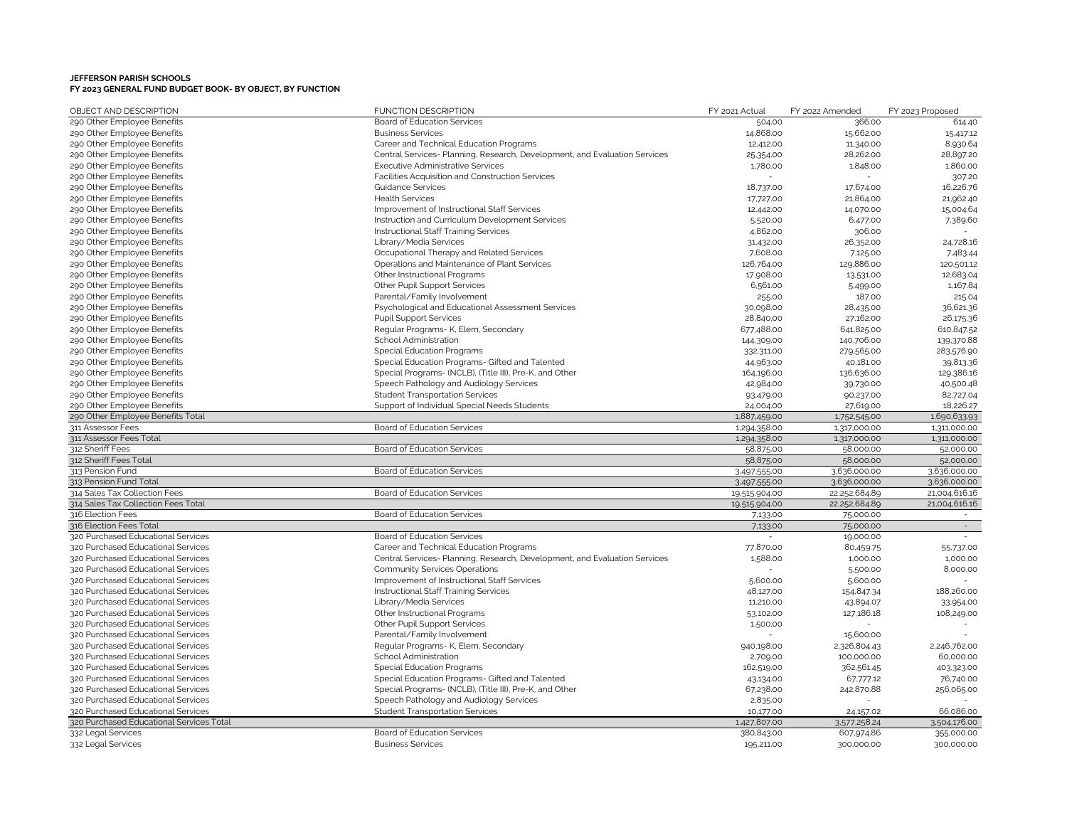**JEFFERSON PARISH SCHOOLS**
**FY 2023 GENERAL FUND BUDGET BOOK- BY OBJECT, BY FUNCTION**

| OBJECT AND DESCRIPTION | FUNCTION DESCRIPTION | FY 2021 Actual | FY 2022 Amended | FY 2023 Proposed |
|---|---|---|---|---|
| 290 Other Employee Benefits | Board of Education Services | 504.00 | 366.00 | 614.40 |
| 290 Other Employee Benefits | Business Services | 14,868.00 | 15,662.00 | 15,417.12 |
| 290 Other Employee Benefits | Career and Technical Education Programs | 12,412.00 | 11,340.00 | 8,930.64 |
| 290 Other Employee Benefits | Central Services- Planning, Research, Development, and Evaluation Services | 25,354.00 | 28,262.00 | 28,897.20 |
| 290 Other Employee Benefits | Executive Administrative Services | 1,780.00 | 1,848.00 | 1,860.00 |
| 290 Other Employee Benefits | Facilities Acquisition and Construction Services | - | - | 307.20 |
| 290 Other Employee Benefits | Guidance Services | 18,737.00 | 17,674.00 | 16,226.76 |
| 290 Other Employee Benefits | Health Services | 17,727.00 | 21,864.00 | 21,962.40 |
| 290 Other Employee Benefits | Improvement of Instructional Staff Services | 12,442.00 | 14,070.00 | 15,004.64 |
| 290 Other Employee Benefits | Instruction and Curriculum Development Services | 5,520.00 | 6,477.00 | 7,389.60 |
| 290 Other Employee Benefits | Instructional Staff Training Services | 4,862.00 | 306.00 | - |
| 290 Other Employee Benefits | Library/Media Services | 31,432.00 | 26,352.00 | 24,728.16 |
| 290 Other Employee Benefits | Occupational Therapy and Related Services | 7,608.00 | 7,125.00 | 7,483.44 |
| 290 Other Employee Benefits | Operations and Maintenance of Plant Services | 126,764.00 | 129,886.00 | 120,501.12 |
| 290 Other Employee Benefits | Other Instructional Programs | 17,908.00 | 13,531.00 | 12,683.04 |
| 290 Other Employee Benefits | Other Pupil Support Services | 6,561.00 | 5,499.00 | 1,167.84 |
| 290 Other Employee Benefits | Parental/Family Involvement | 255.00 | 187.00 | 215.04 |
| 290 Other Employee Benefits | Psychological and Educational Assessment Services | 30,098.00 | 28,435.00 | 36,621.36 |
| 290 Other Employee Benefits | Pupil Support Services | 28,840.00 | 27,162.00 | 26,175.36 |
| 290 Other Employee Benefits | Regular Programs- K, Elem, Secondary | 677,488.00 | 641,825.00 | 610,847.52 |
| 290 Other Employee Benefits | School Administration | 144,309.00 | 140,706.00 | 139,370.88 |
| 290 Other Employee Benefits | Special Education Programs | 332,311.00 | 279,565.00 | 283,576.90 |
| 290 Other Employee Benefits | Special Education Programs- Gifted and Talented | 44,963.00 | 40,181.00 | 39,813.36 |
| 290 Other Employee Benefits | Special Programs- (NCLB), (Title III), Pre-K, and Other | 164,196.00 | 136,636.00 | 129,386.16 |
| 290 Other Employee Benefits | Speech Pathology and Audiology Services | 42,984.00 | 39,730.00 | 40,500.48 |
| 290 Other Employee Benefits | Student Transportation Services | 93,479.00 | 90,237.00 | 82,727.04 |
| 290 Other Employee Benefits | Support of Individual Special Needs Students | 24,004.00 | 27,619.00 | 18,226.27 |
| 290 Other Employee Benefits Total | | 1,887,459.00 | 1,752,545.00 | 1,690,633.93 |
| 311 Assessor Fees | Board of Education Services | 1,294,358.00 | 1,317,000.00 | 1,311,000.00 |
| 311 Assessor Fees Total | | 1,294,358.00 | 1,317,000.00 | 1,311,000.00 |
| 312 Sheriff Fees | Board of Education Services | 58,875.00 | 58,000.00 | 52,000.00 |
| 312 Sheriff Fees Total | | 58,875.00 | 58,000.00 | 52,000.00 |
| 313 Pension Fund | Board of Education Services | 3,497,555.00 | 3,636,000.00 | 3,636,000.00 |
| 313 Pension Fund Total | | 3,497,555.00 | 3,636,000.00 | 3,636,000.00 |
| 314 Sales Tax Collection Fees | Board of Education Services | 19,515,904.00 | 22,252,684.89 | 21,004,616.16 |
| 314 Sales Tax Collection Fees Total | | 19,515,904.00 | 22,252,684.89 | 21,004,616.16 |
| 316 Election Fees | Board of Education Services | 7,133.00 | 75,000.00 | - |
| 316 Election Fees Total | | 7,133.00 | 75,000.00 | - |
| 320 Purchased Educational Services | Board of Education Services | - | 19,000.00 | - |
| 320 Purchased Educational Services | Career and Technical Education Programs | 77,870.00 | 80,459.75 | 55,737.00 |
| 320 Purchased Educational Services | Central Services- Planning, Research, Development, and Evaluation Services | 1,588.00 | 1,000.00 | 1,000.00 |
| 320 Purchased Educational Services | Community Services Operations | - | 5,500.00 | 8,000.00 |
| 320 Purchased Educational Services | Improvement of Instructional Staff Services | 5,600.00 | 5,600.00 | - |
| 320 Purchased Educational Services | Instructional Staff Training Services | 48,127.00 | 154,847.34 | 188,260.00 |
| 320 Purchased Educational Services | Library/Media Services | 11,210.00 | 43,894.07 | 33,954.00 |
| 320 Purchased Educational Services | Other Instructional Programs | 53,102.00 | 127,186.18 | 108,249.00 |
| 320 Purchased Educational Services | Other Pupil Support Services | 1,500.00 | - | - |
| 320 Purchased Educational Services | Parental/Family Involvement | - | 15,600.00 | - |
| 320 Purchased Educational Services | Regular Programs- K, Elem, Secondary | 940,198.00 | 2,326,804.43 | 2,246,762.00 |
| 320 Purchased Educational Services | School Administration | 2,709.00 | 100,000.00 | 60,000.00 |
| 320 Purchased Educational Services | Special Education Programs | 162,519.00 | 362,561.45 | 403,323.00 |
| 320 Purchased Educational Services | Special Education Programs- Gifted and Talented | 43,134.00 | 67,777.12 | 76,740.00 |
| 320 Purchased Educational Services | Special Programs- (NCLB), (Title III), Pre-K, and Other | 67,238.00 | 242,870.88 | 256,065.00 |
| 320 Purchased Educational Services | Speech Pathology and Audiology Services | 2,835.00 | - | - |
| 320 Purchased Educational Services | Student Transportation Services | 10,177.00 | 24,157.02 | 66,086.00 |
| 320 Purchased Educational Services Total | | 1,427,807.00 | 3,577,258.24 | 3,504,176.00 |
| 332 Legal Services | Board of Education Services | 380,843.00 | 607,974.86 | 355,000.00 |
| 332 Legal Services | Business Services | 195,211.00 | 300,000.00 | 300,000.00 |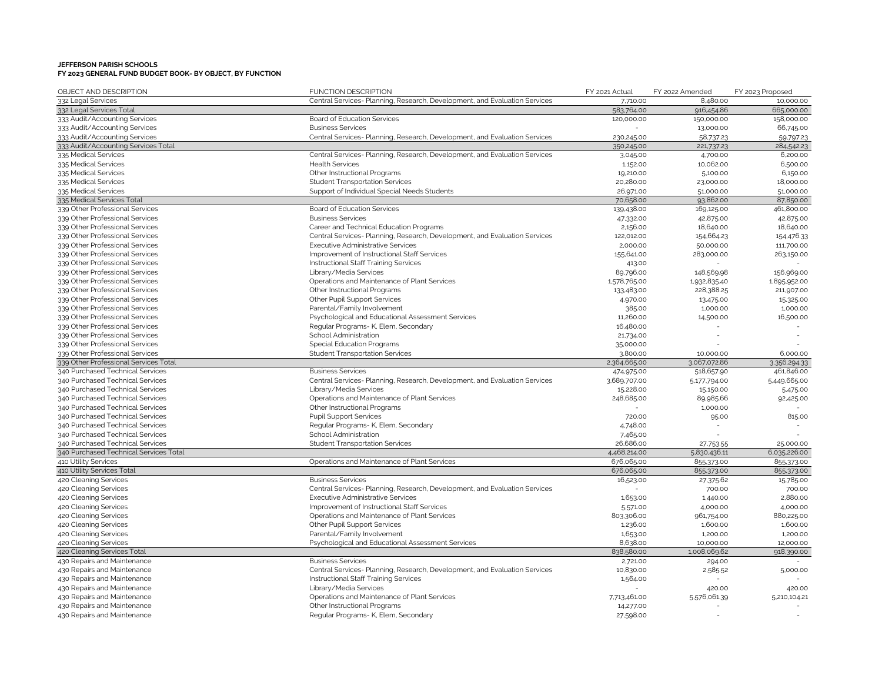**JEFFERSON PARISH SCHOOLS**
**FY 2023 GENERAL FUND BUDGET BOOK- BY OBJECT, BY FUNCTION**

| OBJECT AND DESCRIPTION | FUNCTION DESCRIPTION | FY 2021 Actual | FY 2022 Amended | FY 2023 Proposed |
|---|---|---|---|---|
| 332 Legal Services | Central Services- Planning, Research, Development, and Evaluation Services | 7,710.00 | 8,480.00 | 10,000.00 |
| 332 Legal Services Total | | 583,764.00 | 916,454.86 | 665,000.00 |
| 333 Audit/Accounting Services | Board of Education Services | 120,000.00 | 150,000.00 | 158,000.00 |
| 333 Audit/Accounting Services | Business Services | - | 13,000.00 | 66,745.00 |
| 333 Audit/Accounting Services | Central Services- Planning, Research, Development, and Evaluation Services | 230,245.00 | 58,737.23 | 59,797.23 |
| 333 Audit/Accounting Services Total | | 350,245.00 | 221,737.23 | 284,542.23 |
| 335 Medical Services | Central Services- Planning, Research, Development, and Evaluation Services | 3,045.00 | 4,700.00 | 6,200.00 |
| 335 Medical Services | Health Services | 1,152.00 | 10,062.00 | 6,500.00 |
| 335 Medical Services | Other Instructional Programs | 19,210.00 | 5,100.00 | 6,150.00 |
| 335 Medical Services | Student Transportation Services | 20,280.00 | 23,000.00 | 18,000.00 |
| 335 Medical Services | Support of Individual Special Needs Students | 26,971.00 | 51,000.00 | 51,000.00 |
| 335 Medical Services Total | | 70,658.00 | 93,862.00 | 87,850.00 |
| 339 Other Professional Services | Board of Education Services | 139,438.00 | 169,125.00 | 461,800.00 |
| 339 Other Professional Services | Business Services | 47,332.00 | 42,875.00 | 42,875.00 |
| 339 Other Professional Services | Career and Technical Education Programs | 2,156.00 | 18,640.00 | 18,640.00 |
| 339 Other Professional Services | Central Services- Planning, Research, Development, and Evaluation Services | 122,012.00 | 154,664.23 | 154,476.33 |
| 339 Other Professional Services | Executive Administrative Services | 2,000.00 | 50,000.00 | 111,700.00 |
| 339 Other Professional Services | Improvement of Instructional Staff Services | 155,641.00 | 283,000.00 | 263,150.00 |
| 339 Other Professional Services | Instructional Staff Training Services | 413.00 | - | - |
| 339 Other Professional Services | Library/Media Services | 89,796.00 | 148,569.98 | 156,969.00 |
| 339 Other Professional Services | Operations and Maintenance of Plant Services | 1,578,765.00 | 1,932,835.40 | 1,895,952.00 |
| 339 Other Professional Services | Other Instructional Programs | 133,483.00 | 228,388.25 | 211,907.00 |
| 339 Other Professional Services | Other Pupil Support Services | 4,970.00 | 13,475.00 | 15,325.00 |
| 339 Other Professional Services | Parental/Family Involvement | 385.00 | 1,000.00 | 1,000.00 |
| 339 Other Professional Services | Psychological and Educational Assessment Services | 11,260.00 | 14,500.00 | 16,500.00 |
| 339 Other Professional Services | Regular Programs- K, Elem, Secondary | 16,480.00 | - | - |
| 339 Other Professional Services | School Administration | 21,734.00 | - | - |
| 339 Other Professional Services | Special Education Programs | 35,000.00 | - | - |
| 339 Other Professional Services | Student Transportation Services | 3,800.00 | 10,000.00 | 6,000.00 |
| 339 Other Professional Services Total | | 2,364,665.00 | 3,067,072.86 | 3,356,294.33 |
| 340 Purchased Technical Services | Business Services | 474,975.00 | 518,657.90 | 461,846.00 |
| 340 Purchased Technical Services | Central Services- Planning, Research, Development, and Evaluation Services | 3,689,707.00 | 5,177,794.00 | 5,449,665.00 |
| 340 Purchased Technical Services | Library/Media Services | 15,228.00 | 15,150.00 | 5,475.00 |
| 340 Purchased Technical Services | Operations and Maintenance of Plant Services | 248,685.00 | 89,985.66 | 92,425.00 |
| 340 Purchased Technical Services | Other Instructional Programs | - | 1,000.00 | - |
| 340 Purchased Technical Services | Pupil Support Services | 720.00 | 95.00 | 815.00 |
| 340 Purchased Technical Services | Regular Programs- K, Elem, Secondary | 4,748.00 | - | - |
| 340 Purchased Technical Services | School Administration | 7,465.00 | - | - |
| 340 Purchased Technical Services | Student Transportation Services | 26,686.00 | 27,753.55 | 25,000.00 |
| 340 Purchased Technical Services Total | | 4,468,214.00 | 5,830,436.11 | 6,035,226.00 |
| 410 Utility Services | Operations and Maintenance of Plant Services | 676,065.00 | 855,373.00 | 855,373.00 |
| 410 Utility Services Total | | 676,065.00 | 855,373.00 | 855,373.00 |
| 420 Cleaning Services | Business Services | 16,523.00 | 27,375.62 | 15,785.00 |
| 420 Cleaning Services | Central Services- Planning, Research, Development, and Evaluation Services | - | 700.00 | 700.00 |
| 420 Cleaning Services | Executive Administrative Services | 1,653.00 | 1,440.00 | 2,880.00 |
| 420 Cleaning Services | Improvement of Instructional Staff Services | 5,571.00 | 4,000.00 | 4,000.00 |
| 420 Cleaning Services | Operations and Maintenance of Plant Services | 803,306.00 | 961,754.00 | 880,225.00 |
| 420 Cleaning Services | Other Pupil Support Services | 1,236.00 | 1,600.00 | 1,600.00 |
| 420 Cleaning Services | Parental/Family Involvement | 1,653.00 | 1,200.00 | 1,200.00 |
| 420 Cleaning Services | Psychological and Educational Assessment Services | 8,638.00 | 10,000.00 | 12,000.00 |
| 420 Cleaning Services Total | | 838,580.00 | 1,008,069.62 | 918,390.00 |
| 430 Repairs and Maintenance | Business Services | 2,721.00 | 294.00 | - |
| 430 Repairs and Maintenance | Central Services- Planning, Research, Development, and Evaluation Services | 10,830.00 | 2,585.52 | 5,000.00 |
| 430 Repairs and Maintenance | Instructional Staff Training Services | 1,564.00 | - | - |
| 430 Repairs and Maintenance | Library/Media Services | - | 420.00 | 420.00 |
| 430 Repairs and Maintenance | Operations and Maintenance of Plant Services | 7,713,461.00 | 5,576,061.39 | 5,210,104.21 |
| 430 Repairs and Maintenance | Other Instructional Programs | 14,277.00 | - | - |
| 430 Repairs and Maintenance | Regular Programs- K, Elem, Secondary | 27,598.00 | - | - |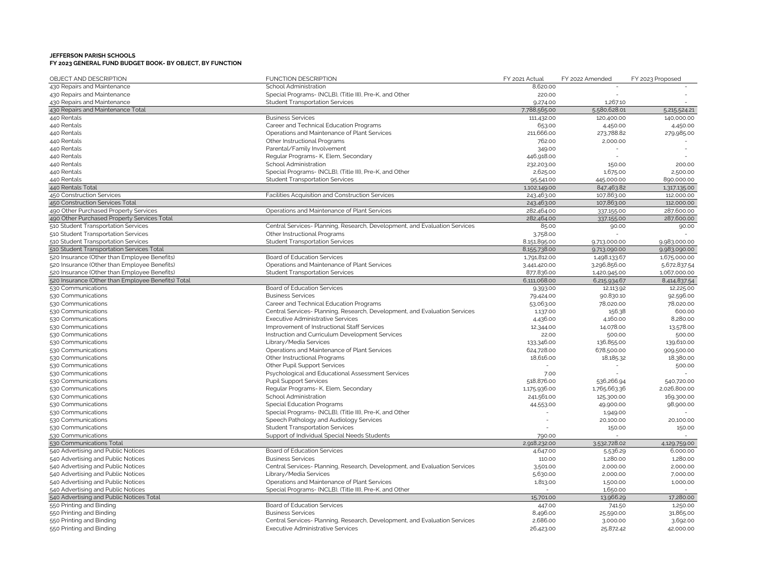**JEFFERSON PARISH SCHOOLS**
**FY 2023 GENERAL FUND BUDGET BOOK- BY OBJECT, BY FUNCTION**

| OBJECT AND DESCRIPTION | FUNCTION DESCRIPTION | FY 2021 Actual | FY 2022 Amended | FY 2023 Proposed |
|---|---|---|---|---|
| 430 Repairs and Maintenance | School Administration | 8,620.00 | - | - |
| 430 Repairs and Maintenance | Special Programs- (NCLB), (Title III), Pre-K, and Other | 220.00 | - | - |
| 430 Repairs and Maintenance | Student Transportation Services | 9,274.00 | 1,267.10 | - |
| 430 Repairs and Maintenance Total | | 7,788,565.00 | 5,580,628.01 | 5,215,524.21 |
| 440 Rentals | Business Services | 111,432.00 | 120,400.00 | 140,000.00 |
| 440 Rentals | Career and Technical Education Programs | 653.00 | 4,450.00 | 4,450.00 |
| 440 Rentals | Operations and Maintenance of Plant Services | 211,666.00 | 273,788.82 | 279,985.00 |
| 440 Rentals | Other Instructional Programs | 762.00 | 2,000.00 | - |
| 440 Rentals | Parental/Family Involvement | 349.00 | - | - |
| 440 Rentals | Regular Programs- K, Elem, Secondary | 446,918.00 | - | - |
| 440 Rentals | School Administration | 232,203.00 | 150.00 | 200.00 |
| 440 Rentals | Special Programs- (NCLB), (Title III), Pre-K, and Other | 2,625.00 | 1,675.00 | 2,500.00 |
| 440 Rentals | Student Transportation Services | 95,541.00 | 445,000.00 | 890,000.00 |
| 440 Rentals Total | | 1,102,149.00 | 847,463.82 | 1,317,135.00 |
| 450 Construction Services | Facilities Acquisition and Construction Services | 243,463.00 | 107,863.00 | 112,000.00 |
| 450 Construction Services Total | | 243,463.00 | 107,863.00 | 112,000.00 |
| 490 Other Purchased Property Services | Operations and Maintenance of Plant Services | 282,464.00 | 337,155.00 | 287,600.00 |
| 490 Other Purchased Property Services Total | | 282,464.00 | 337,155.00 | 287,600.00 |
| 510 Student Transportation Services | Central Services- Planning, Research, Development, and Evaluation Services | 85.00 | 90.00 | 90.00 |
| 510 Student Transportation Services | Other Instructional Programs | 3,758.00 | - | - |
| 510 Student Transportation Services | Student Transportation Services | 8,151,895.00 | 9,713,000.00 | 9,983,000.00 |
| 510 Student Transportation Services Total | | 8,155,738.00 | 9,713,090.00 | 9,983,090.00 |
| 520 Insurance (Other than Employee Benefits) | Board of Education Services | 1,791,812.00 | 1,498,133.67 | 1,675,000.00 |
| 520 Insurance (Other than Employee Benefits) | Operations and Maintenance of Plant Services | 3,441,420.00 | 3,296,856.00 | 5,672,837.54 |
| 520 Insurance (Other than Employee Benefits) | Student Transportation Services | 877,836.00 | 1,420,945.00 | 1,067,000.00 |
| 520 Insurance (Other than Employee Benefits) Total | | 6,111,068.00 | 6,215,934.67 | 8,414,837.54 |
| 530 Communications | Board of Education Services | 9,393.00 | 12,113.92 | 12,225.00 |
| 530 Communications | Business Services | 79,424.00 | 90,830.10 | 92,596.00 |
| 530 Communications | Career and Technical Education Programs | 53,063.00 | 78,020.00 | 78,020.00 |
| 530 Communications | Central Services- Planning, Research, Development, and Evaluation Services | 1,137.00 | 156.38 | 600.00 |
| 530 Communications | Executive Administrative Services | 4,436.00 | 4,160.00 | 8,280.00 |
| 530 Communications | Improvement of Instructional Staff Services | 12,344.00 | 14,078.00 | 13,578.00 |
| 530 Communications | Instruction and Curriculum Development Services | 22.00 | 500.00 | 500.00 |
| 530 Communications | Library/Media Services | 133,346.00 | 136,855.00 | 139,610.00 |
| 530 Communications | Operations and Maintenance of Plant Services | 624,728.00 | 678,500.00 | 909,500.00 |
| 530 Communications | Other Instructional Programs | 18,616.00 | 18,185.32 | 18,380.00 |
| 530 Communications | Other Pupil Support Services | - | - | 500.00 |
| 530 Communications | Psychological and Educational Assessment Services | 7.00 | - | - |
| 530 Communications | Pupil Support Services | 518,876.00 | 536,266.94 | 540,720.00 |
| 530 Communications | Regular Programs- K, Elem, Secondary | 1,175,936.00 | 1,765,663.36 | 2,026,800.00 |
| 530 Communications | School Administration | 241,561.00 | 125,300.00 | 169,300.00 |
| 530 Communications | Special Education Programs | 44,553.00 | 49,900.00 | 98,900.00 |
| 530 Communications | Special Programs- (NCLB), (Title III), Pre-K, and Other | - | 1,949.00 | - |
| 530 Communications | Speech Pathology and Audiology Services | - | 20,100.00 | 20,100.00 |
| 530 Communications | Student Transportation Services | - | 150.00 | 150.00 |
| 530 Communications | Support of Individual Special Needs Students | 790.00 | - | - |
| 530 Communications Total | | 2,918,232.00 | 3,532,728.02 | 4,129,759.00 |
| 540 Advertising and Public Notices | Board of Education Services | 4,647.00 | 5,536.29 | 6,000.00 |
| 540 Advertising and Public Notices | Business Services | 110.00 | 1,280.00 | 1,280.00 |
| 540 Advertising and Public Notices | Central Services- Planning, Research, Development, and Evaluation Services | 3,501.00 | 2,000.00 | 2,000.00 |
| 540 Advertising and Public Notices | Library/Media Services | 5,630.00 | 2,000.00 | 7,000.00 |
| 540 Advertising and Public Notices | Operations and Maintenance of Plant Services | 1,813.00 | 1,500.00 | 1,000.00 |
| 540 Advertising and Public Notices | Special Programs- (NCLB), (Title III), Pre-K, and Other | - | 1,650.00 | - |
| 540 Advertising and Public Notices Total | | 15,701.00 | 13,966.29 | 17,280.00 |
| 550 Printing and Binding | Board of Education Services | 447.00 | 741.50 | 1,250.00 |
| 550 Printing and Binding | Business Services | 8,496.00 | 25,590.00 | 31,865.00 |
| 550 Printing and Binding | Central Services- Planning, Research, Development, and Evaluation Services | 2,686.00 | 3,000.00 | 3,692.00 |
| 550 Printing and Binding | Executive Administrative Services | 26,423.00 | 25,872.42 | 42,000.00 |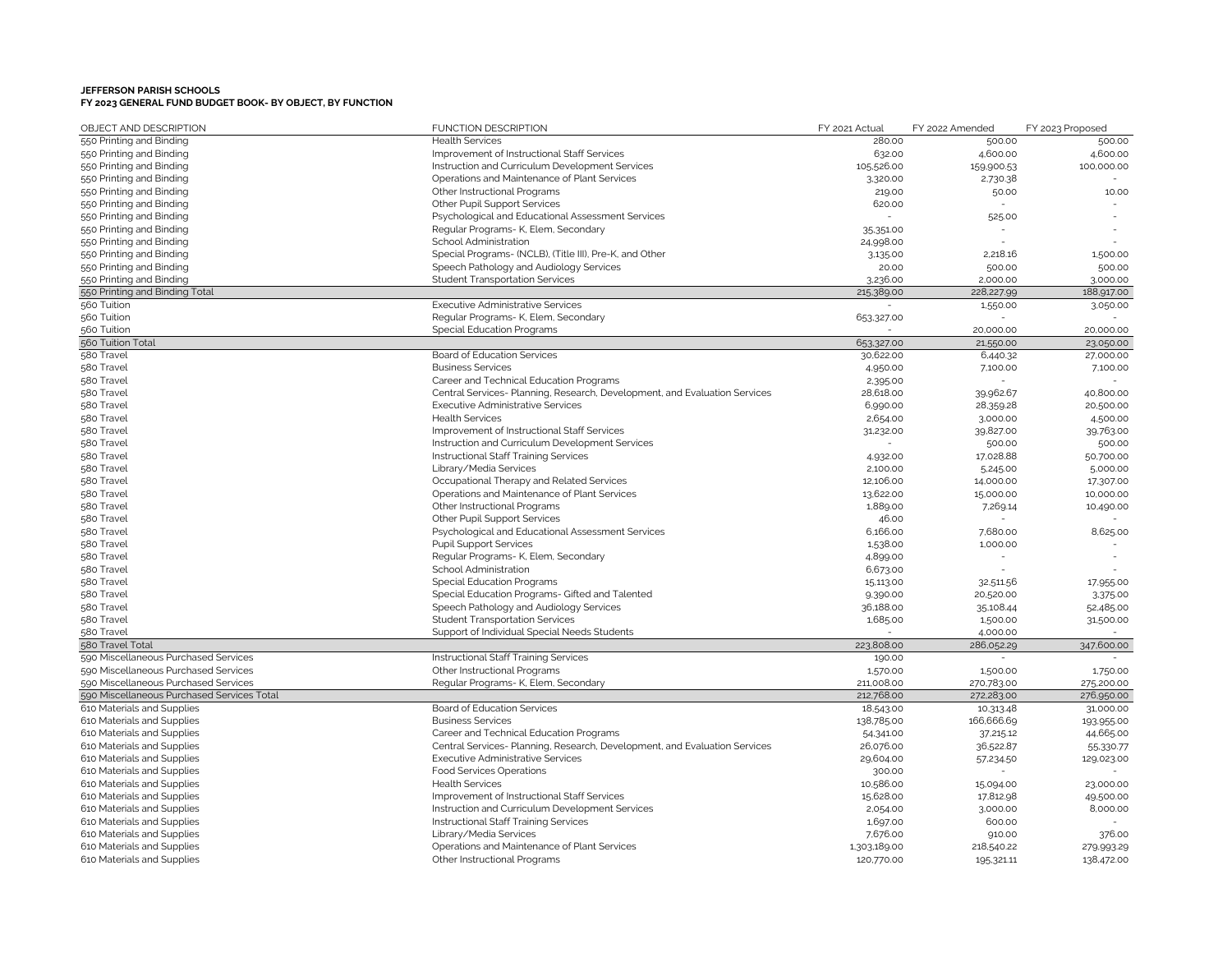**JEFFERSON PARISH SCHOOLS**
**FY 2023 GENERAL FUND BUDGET BOOK- BY OBJECT, BY FUNCTION**

| OBJECT AND DESCRIPTION | FUNCTION DESCRIPTION | FY 2021 Actual | FY 2022 Amended | FY 2023 Proposed |
|---|---|---|---|---|
| 550 Printing and Binding | Health Services | 280.00 | 500.00 | 500.00 |
| 550 Printing and Binding | Improvement of Instructional Staff Services | 632.00 | 4,600.00 | 4,600.00 |
| 550 Printing and Binding | Instruction and Curriculum Development Services | 105,526.00 | 159,900.53 | 100,000.00 |
| 550 Printing and Binding | Operations and Maintenance of Plant Services | 3,320.00 | 2,730.38 | - |
| 550 Printing and Binding | Other Instructional Programs | 219.00 | 50.00 | 10.00 |
| 550 Printing and Binding | Other Pupil Support Services | 620.00 | - | - |
| 550 Printing and Binding | Psychological and Educational Assessment Services | - | 525.00 | - |
| 550 Printing and Binding | Regular Programs- K, Elem, Secondary | 35,351.00 | - | - |
| 550 Printing and Binding | School Administration | 24,998.00 | - | - |
| 550 Printing and Binding | Special Programs- (NCLB), (Title III), Pre-K, and Other | 3,135.00 | 2,218.16 | 1,500.00 |
| 550 Printing and Binding | Speech Pathology and Audiology Services | 20.00 | 500.00 | 500.00 |
| 550 Printing and Binding | Student Transportation Services | 3,236.00 | 2,000.00 | 3,000.00 |
| 550 Printing and Binding Total | | 215,389.00 | 228,227.99 | 188,917.00 |
| 560 Tuition | Executive Administrative Services | - | 1,550.00 | 3,050.00 |
| 560 Tuition | Regular Programs- K, Elem, Secondary | 653,327.00 | - | - |
| 560 Tuition | Special Education Programs | - | 20,000.00 | 20,000.00 |
| 560 Tuition Total | | 653,327.00 | 21,550.00 | 23,050.00 |
| 580 Travel | Board of Education Services | 30,622.00 | 6,440.32 | 27,000.00 |
| 580 Travel | Business Services | 4,950.00 | 7,100.00 | 7,100.00 |
| 580 Travel | Career and Technical Education Programs | 2,395.00 | - | - |
| 580 Travel | Central Services- Planning, Research, Development, and Evaluation Services | 28,618.00 | 39,962.67 | 40,800.00 |
| 580 Travel | Executive Administrative Services | 6,990.00 | 28,359.28 | 20,500.00 |
| 580 Travel | Health Services | 2,654.00 | 3,000.00 | 4,500.00 |
| 580 Travel | Improvement of Instructional Staff Services | 31,232.00 | 39,827.00 | 39,763.00 |
| 580 Travel | Instruction and Curriculum Development Services | - | 500.00 | 500.00 |
| 580 Travel | Instructional Staff Training Services | 4,932.00 | 17,028.88 | 50,700.00 |
| 580 Travel | Library/Media Services | 2,100.00 | 5,245.00 | 5,000.00 |
| 580 Travel | Occupational Therapy and Related Services | 12,106.00 | 14,000.00 | 17,307.00 |
| 580 Travel | Operations and Maintenance of Plant Services | 13,622.00 | 15,000.00 | 10,000.00 |
| 580 Travel | Other Instructional Programs | 1,889.00 | 7,269.14 | 10,490.00 |
| 580 Travel | Other Pupil Support Services | 46.00 | - | - |
| 580 Travel | Psychological and Educational Assessment Services | 6,166.00 | 7,680.00 | 8,625.00 |
| 580 Travel | Pupil Support Services | 1,538.00 | 1,000.00 | - |
| 580 Travel | Regular Programs- K, Elem, Secondary | 4,899.00 | - | - |
| 580 Travel | School Administration | 6,673.00 | - | - |
| 580 Travel | Special Education Programs | 15,113.00 | 32,511.56 | 17,955.00 |
| 580 Travel | Special Education Programs- Gifted and Talented | 9,390.00 | 20,520.00 | 3,375.00 |
| 580 Travel | Speech Pathology and Audiology Services | 36,188.00 | 35,108.44 | 52,485.00 |
| 580 Travel | Student Transportation Services | 1,685.00 | 1,500.00 | 31,500.00 |
| 580 Travel | Support of Individual Special Needs Students | - | 4,000.00 | - |
| 580 Travel Total | | 223,808.00 | 286,052.29 | 347,600.00 |
| 590 Miscellaneous Purchased Services | Instructional Staff Training Services | 190.00 | - | - |
| 590 Miscellaneous Purchased Services | Other Instructional Programs | 1,570.00 | 1,500.00 | 1,750.00 |
| 590 Miscellaneous Purchased Services | Regular Programs- K, Elem, Secondary | 211,008.00 | 270,783.00 | 275,200.00 |
| 590 Miscellaneous Purchased Services Total | | 212,768.00 | 272,283.00 | 276,950.00 |
| 610 Materials and Supplies | Board of Education Services | 18,543.00 | 10,313.48 | 31,000.00 |
| 610 Materials and Supplies | Business Services | 138,785.00 | 166,666.69 | 193,955.00 |
| 610 Materials and Supplies | Career and Technical Education Programs | 54,341.00 | 37,215.12 | 44,665.00 |
| 610 Materials and Supplies | Central Services- Planning, Research, Development, and Evaluation Services | 26,076.00 | 36,522.87 | 55,330.77 |
| 610 Materials and Supplies | Executive Administrative Services | 29,604.00 | 57,234.50 | 129,023.00 |
| 610 Materials and Supplies | Food Services Operations | 300.00 | - | - |
| 610 Materials and Supplies | Health Services | 10,586.00 | 15,094.00 | 23,000.00 |
| 610 Materials and Supplies | Improvement of Instructional Staff Services | 15,628.00 | 17,812.98 | 49,500.00 |
| 610 Materials and Supplies | Instruction and Curriculum Development Services | 2,054.00 | 3,000.00 | 8,000.00 |
| 610 Materials and Supplies | Instructional Staff Training Services | 1,697.00 | 600.00 | - |
| 610 Materials and Supplies | Library/Media Services | 7,676.00 | 910.00 | 376.00 |
| 610 Materials and Supplies | Operations and Maintenance of Plant Services | 1,303,189.00 | 218,540.22 | 279,993.29 |
| 610 Materials and Supplies | Other Instructional Programs | 120,770.00 | 195,321.11 | 138,472.00 |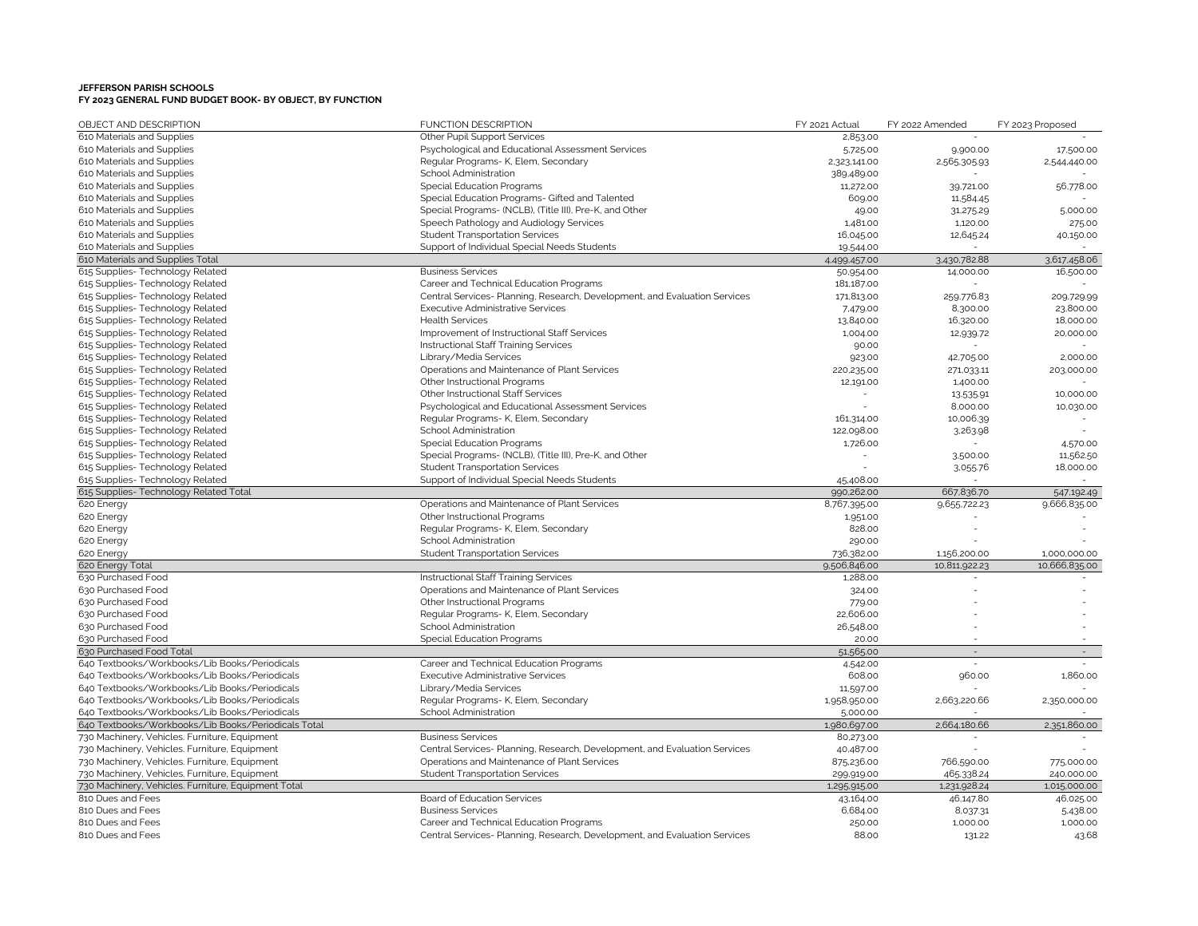**JEFFERSON PARISH SCHOOLS**
**FY 2023 GENERAL FUND BUDGET BOOK- BY OBJECT, BY FUNCTION**

| OBJECT AND DESCRIPTION | FUNCTION DESCRIPTION | FY 2021 Actual | FY 2022 Amended | FY 2023 Proposed |
|---|---|---|---|---|
| 610 Materials and Supplies | Other Pupil Support Services | 2,853.00 | - | - |
| 610 Materials and Supplies | Psychological and Educational Assessment Services | 5,725.00 | 9,900.00 | 17,500.00 |
| 610 Materials and Supplies | Regular Programs- K, Elem, Secondary | 2,323,141.00 | 2,565,305.93 | 2,544,440.00 |
| 610 Materials and Supplies | School Administration | 389,489.00 | - | - |
| 610 Materials and Supplies | Special Education Programs | 11,272.00 | 39,721.00 | 56,778.00 |
| 610 Materials and Supplies | Special Education Programs- Gifted and Talented | 609.00 | 11,584.45 | - |
| 610 Materials and Supplies | Special Programs- (NCLB), (Title III), Pre-K, and Other | 49.00 | 31,275.29 | 5,000.00 |
| 610 Materials and Supplies | Speech Pathology and Audiology Services | 1,481.00 | 1,120.00 | 275.00 |
| 610 Materials and Supplies | Student Transportation Services | 16,045.00 | 12,645.24 | 40,150.00 |
| 610 Materials and Supplies | Support of Individual Special Needs Students | 19,544.00 | - | - |
| 610 Materials and Supplies Total | | 4,499,457.00 | 3,430,782.88 | 3,617,458.06 |
| 615 Supplies- Technology Related | Business Services | 50,954.00 | 14,000.00 | 16,500.00 |
| 615 Supplies- Technology Related | Career and Technical Education Programs | 181,187.00 | - | - |
| 615 Supplies- Technology Related | Central Services- Planning, Research, Development, and Evaluation Services | 171,813.00 | 259,776.83 | 209,729.99 |
| 615 Supplies- Technology Related | Executive Administrative Services | 7,479.00 | 8,300.00 | 23,800.00 |
| 615 Supplies- Technology Related | Health Services | 13,840.00 | 16,320.00 | 18,000.00 |
| 615 Supplies- Technology Related | Improvement of Instructional Staff Services | 1,004.00 | 12,939.72 | 20,000.00 |
| 615 Supplies- Technology Related | Instructional Staff Training Services | 90.00 | - | - |
| 615 Supplies- Technology Related | Library/Media Services | 923.00 | 42,705.00 | 2,000.00 |
| 615 Supplies- Technology Related | Operations and Maintenance of Plant Services | 220,235.00 | 271,033.11 | 203,000.00 |
| 615 Supplies- Technology Related | Other Instructional Programs | 12,191.00 | 1,400.00 | - |
| 615 Supplies- Technology Related | Other Instructional Staff Services | - | 13,535.91 | 10,000.00 |
| 615 Supplies- Technology Related | Psychological and Educational Assessment Services | - | 8,000.00 | 10,030.00 |
| 615 Supplies- Technology Related | Regular Programs- K, Elem, Secondary | 161,314.00 | 10,006.39 | - |
| 615 Supplies- Technology Related | School Administration | 122,098.00 | 3,263.98 | - |
| 615 Supplies- Technology Related | Special Education Programs | 1,726.00 | - | 4,570.00 |
| 615 Supplies- Technology Related | Special Programs- (NCLB), (Title III), Pre-K, and Other | - | 3,500.00 | 11,562.50 |
| 615 Supplies- Technology Related | Student Transportation Services | - | 3,055.76 | 18,000.00 |
| 615 Supplies- Technology Related | Support of Individual Special Needs Students | 45,408.00 | - | - |
| 615 Supplies- Technology Related Total | | 990,262.00 | 667,836.70 | 547,192.49 |
| 620 Energy | Operations and Maintenance of Plant Services | 8,767,395.00 | 9,655,722.23 | 9,666,835.00 |
| 620 Energy | Other Instructional Programs | 1,951.00 | - | - |
| 620 Energy | Regular Programs- K, Elem, Secondary | 828.00 | - | - |
| 620 Energy | School Administration | 290.00 | - | - |
| 620 Energy | Student Transportation Services | 736,382.00 | 1,156,200.00 | 1,000,000.00 |
| 620 Energy Total | | 9,506,846.00 | 10,811,922.23 | 10,666,835.00 |
| 630 Purchased Food | Instructional Staff Training Services | 1,288.00 | - | - |
| 630 Purchased Food | Operations and Maintenance of Plant Services | 324.00 | - | - |
| 630 Purchased Food | Other Instructional Programs | 779.00 | - | - |
| 630 Purchased Food | Regular Programs- K, Elem, Secondary | 22,606.00 | - | - |
| 630 Purchased Food | School Administration | 26,548.00 | - | - |
| 630 Purchased Food | Special Education Programs | 20.00 | - | - |
| 630 Purchased Food Total | | 51,565.00 | - | - |
| 640 Textbooks/Workbooks/Lib Books/Periodicals | Career and Technical Education Programs | 4,542.00 | - | - |
| 640 Textbooks/Workbooks/Lib Books/Periodicals | Executive Administrative Services | 608.00 | 960.00 | 1,860.00 |
| 640 Textbooks/Workbooks/Lib Books/Periodicals | Library/Media Services | 11,597.00 | - | - |
| 640 Textbooks/Workbooks/Lib Books/Periodicals | Regular Programs- K, Elem, Secondary | 1,958,950.00 | 2,663,220.66 | 2,350,000.00 |
| 640 Textbooks/Workbooks/Lib Books/Periodicals | School Administration | 5,000.00 | - | - |
| 640 Textbooks/Workbooks/Lib Books/Periodicals Total | | 1,980,697.00 | 2,664,180.66 | 2,351,860.00 |
| 730 Machinery, Vehicles. Furniture, Equipment | Business Services | 80,273.00 | - | - |
| 730 Machinery, Vehicles. Furniture, Equipment | Central Services- Planning, Research, Development, and Evaluation Services | 40,487.00 | - | - |
| 730 Machinery, Vehicles. Furniture, Equipment | Operations and Maintenance of Plant Services | 875,236.00 | 766,590.00 | 775,000.00 |
| 730 Machinery, Vehicles. Furniture, Equipment | Student Transportation Services | 299,919.00 | 465,338.24 | 240,000.00 |
| 730 Machinery, Vehicles. Furniture, Equipment Total | | 1,295,915.00 | 1,231,928.24 | 1,015,000.00 |
| 810 Dues and Fees | Board of Education Services | 43,164.00 | 46,147.80 | 46,025.00 |
| 810 Dues and Fees | Business Services | 6,684.00 | 8,037.31 | 5,438.00 |
| 810 Dues and Fees | Career and Technical Education Programs | 250.00 | 1,000.00 | 1,000.00 |
| 810 Dues and Fees | Central Services- Planning, Research, Development, and Evaluation Services | 88.00 | 131.22 | 43.68 |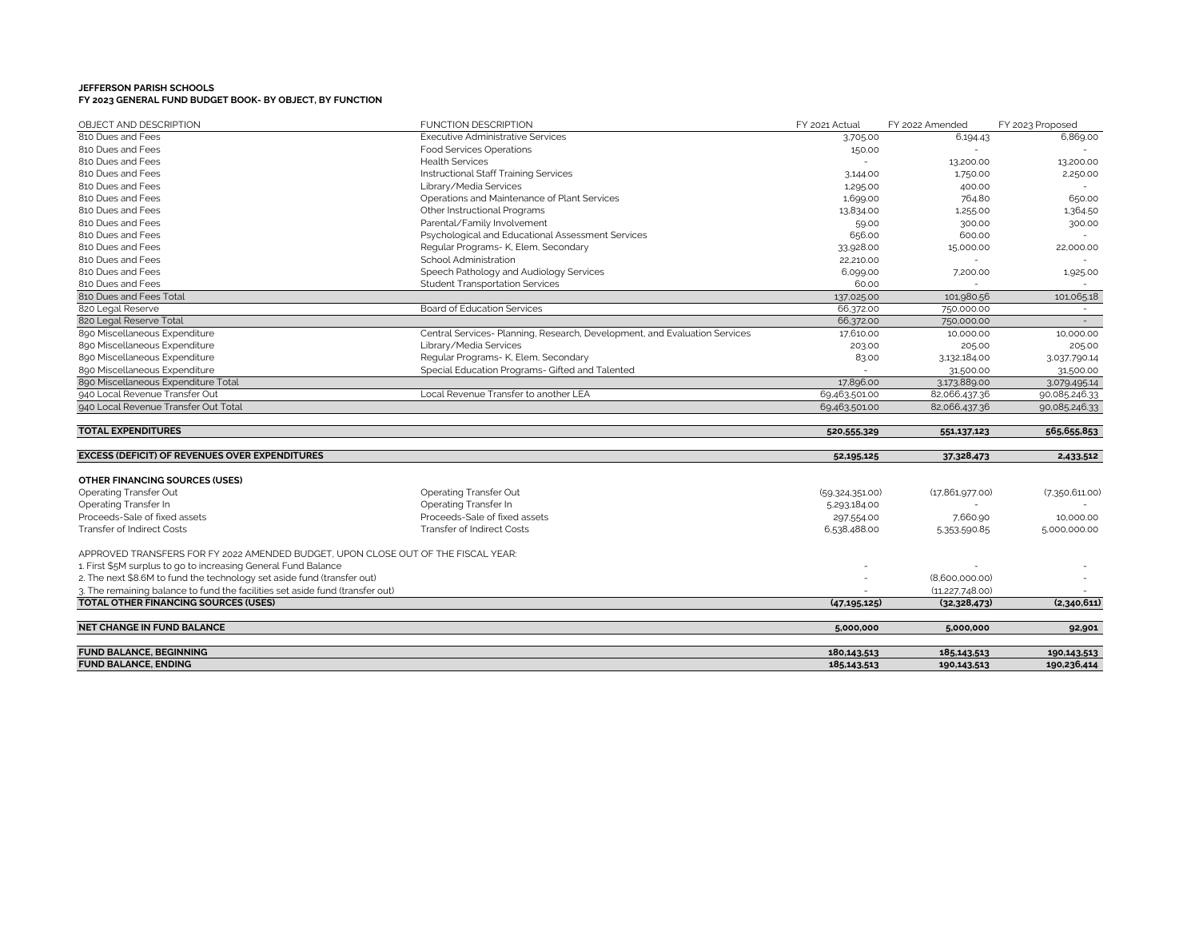**JEFFERSON PARISH SCHOOLS**
**FY 2023 GENERAL FUND BUDGET BOOK- BY OBJECT, BY FUNCTION**

| OBJECT AND DESCRIPTION | FUNCTION DESCRIPTION | FY 2021 Actual | FY 2022 Amended | FY 2023 Proposed |
|---|---|---|---|---|
| 810 Dues and Fees | Executive Administrative Services | 3,705.00 | 6,194.43 | 6,869.00 |
| 810 Dues and Fees | Food Services Operations | 150.00 | - | - |
| 810 Dues and Fees | Health Services | - | 13,200.00 | 13,200.00 |
| 810 Dues and Fees | Instructional Staff Training Services | 3,144.00 | 1,750.00 | 2,250.00 |
| 810 Dues and Fees | Library/Media Services | 1,295.00 | 400.00 | - |
| 810 Dues and Fees | Operations and Maintenance of Plant Services | 1,699.00 | 764.80 | 650.00 |
| 810 Dues and Fees | Other Instructional Programs | 13,834.00 | 1,255.00 | 1,364.50 |
| 810 Dues and Fees | Parental/Family Involvement | 59.00 | 300.00 | 300.00 |
| 810 Dues and Fees | Psychological and Educational Assessment Services | 656.00 | 600.00 | - |
| 810 Dues and Fees | Regular Programs- K, Elem, Secondary | 33,928.00 | 15,000.00 | 22,000.00 |
| 810 Dues and Fees | School Administration | 22,210.00 | - | - |
| 810 Dues and Fees | Speech Pathology and Audiology Services | 6,099.00 | 7,200.00 | 1,925.00 |
| 810 Dues and Fees | Student Transportation Services | 60.00 | - | - |
| 810 Dues and Fees Total | | 137,025.00 | 101,980.56 | 101,065.18 |
| 820 Legal Reserve | Board of Education Services | 66,372.00 | 750,000.00 | - |
| 820 Legal Reserve Total | | 66,372.00 | 750,000.00 | - |
| 890 Miscellaneous Expenditure | Central Services- Planning, Research, Development, and Evaluation Services | 17,610.00 | 10,000.00 | 10,000.00 |
| 890 Miscellaneous Expenditure | Library/Media Services | 203.00 | 205.00 | 205.00 |
| 890 Miscellaneous Expenditure | Regular Programs- K, Elem, Secondary | 83.00 | 3,132,184.00 | 3,037,790.14 |
| 890 Miscellaneous Expenditure | Special Education Programs- Gifted and Talented | - | 31,500.00 | 31,500.00 |
| 890 Miscellaneous Expenditure Total | | 17,896.00 | 3,173,889.00 | 3,079,495.14 |
| 940 Local Revenue Transfer Out | Local Revenue Transfer to another LEA | 69,463,501.00 | 82,066,437.36 | 90,085,246.33 |
| 940 Local Revenue Transfer Out Total | | 69,463,501.00 | 82,066,437.36 | 90,085,246.33 |
| **TOTAL EXPENDITURES** | | **520,555,329** | **551,137,123** | **565,655,853** |
| **EXCESS (DEFICIT) OF REVENUES OVER EXPENDITURES** | | **52,195,125** | **37,328,473** | **2,433,512** |
| **OTHER FINANCING SOURCES (USES)** | | | | |
| Operating Transfer Out | Operating Transfer Out | (59,324,351.00) | (17,861,977.00) | (7,350,611.00) |
| Operating Transfer In | Operating Transfer In | 5,293,184.00 | - | - |
| Proceeds-Sale of fixed assets | Proceeds-Sale of fixed assets | 297,554.00 | 7,660.90 | 10,000.00 |
| Transfer of Indirect Costs | Transfer of Indirect Costs | 6,538,488.00 | 5,353,590.85 | 5,000,000.00 |
| APPROVED TRANSFERS FOR FY 2022 AMENDED BUDGET, UPON CLOSE OUT OF THE FISCAL YEAR: | | | | |
| 1. First $5M surplus to go to increasing General Fund Balance | | - | - | - |
| 2. The next $8.6M to fund the technology set aside fund (transfer out) | | - | (8,600,000.00) | - |
| 3. The remaining balance to fund the facilities set aside fund (transfer out) | | - | (11,227,748.00) | - |
| **TOTAL OTHER FINANCING SOURCES (USES)** | | **(47,195,125)** | **(32,328,473)** | **(2,340,611)** |
| **NET CHANGE IN FUND BALANCE** | | **5,000,000** | **5,000,000** | **92,901** |
| **FUND BALANCE, BEGINNING** | | **180,143,513** | **185,143,513** | **190,143,513** |
| **FUND BALANCE, ENDING** | | **185,143,513** | **190,143,513** | **190,236,414** |